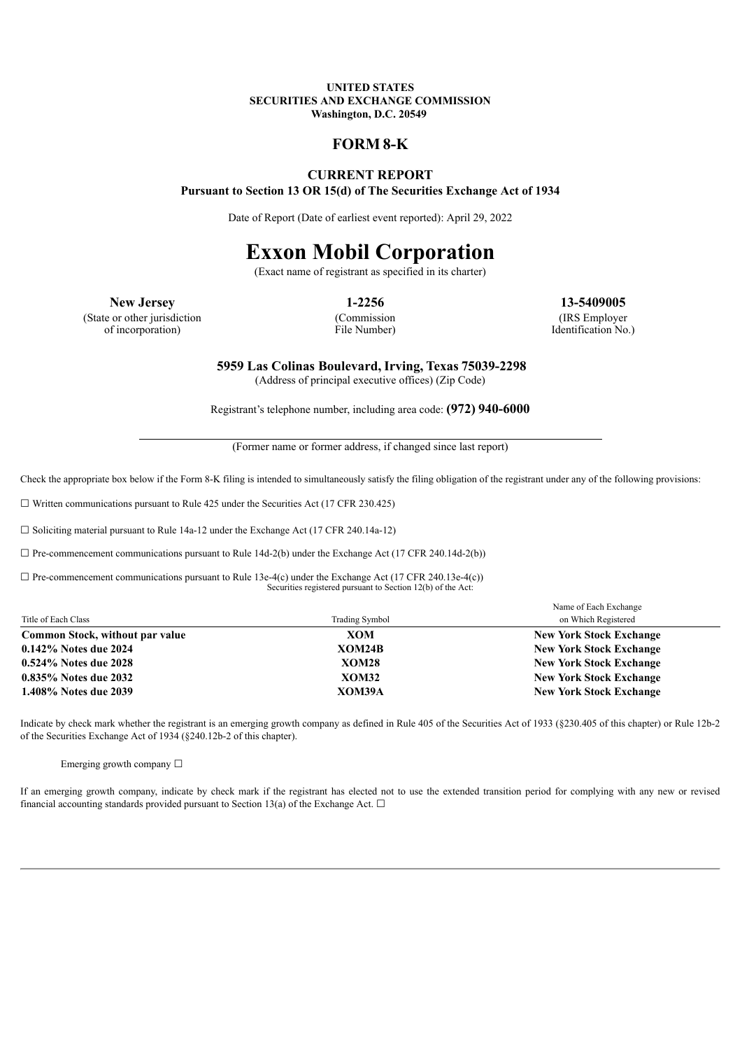**UNITED STATES**
**SECURITIES AND EXCHANGE COMMISSION**
**Washington, D.C. 20549**

# FORM 8-K

## CURRENT REPORT

**Pursuant to Section 13 OR 15(d) of The Securities Exchange Act of 1934**

Date of Report (Date of earliest event reported): April 29, 2022

# Exxon Mobil Corporation

(Exact name of registrant as specified in its charter)

| **New Jersey** | **1-2256** | **13-5409005** |
|---|---|---|
| (State or other jurisdiction of incorporation) | (Commission File Number) | (IRS Employer Identification No.) |

**5959 Las Colinas Boulevard, Irving, Texas 75039-2298**
(Address of principal executive offices) (Zip Code)

Registrant's telephone number, including area code: **(972) 940-6000**

(Former name or former address, if changed since last report)

Check the appropriate box below if the Form 8-K filing is intended to simultaneously satisfy the filing obligation of the registrant under any of the following provisions:

☐ Written communications pursuant to Rule 425 under the Securities Act (17 CFR 230.425)

☐ Soliciting material pursuant to Rule 14a-12 under the Exchange Act (17 CFR 240.14a-12)

☐ Pre-commencement communications pursuant to Rule 14d-2(b) under the Exchange Act (17 CFR 240.14d-2(b))

☐ Pre-commencement communications pursuant to Rule 13e-4(c) under the Exchange Act (17 CFR 240.13e-4(c))

Securities registered pursuant to Section 12(b) of the Act:

| Title of Each Class | Trading Symbol | Name of Each Exchange on Which Registered |
|---|---|---|
| **Common Stock, without par value** | **XOM** | **New York Stock Exchange** |
| **0.142% Notes due 2024** | **XOM24B** | **New York Stock Exchange** |
| **0.524% Notes due 2028** | **XOM28** | **New York Stock Exchange** |
| **0.835% Notes due 2032** | **XOM32** | **New York Stock Exchange** |
| **1.408% Notes due 2039** | **XOM39A** | **New York Stock Exchange** |

Indicate by check mark whether the registrant is an emerging growth company as defined in Rule 405 of the Securities Act of 1933 (§230.405 of this chapter) or Rule 12b-2 of the Securities Exchange Act of 1934 (§240.12b-2 of this chapter).

Emerging growth company ☐

If an emerging growth company, indicate by check mark if the registrant has elected not to use the extended transition period for complying with any new or revised financial accounting standards provided pursuant to Section 13(a) of the Exchange Act. ☐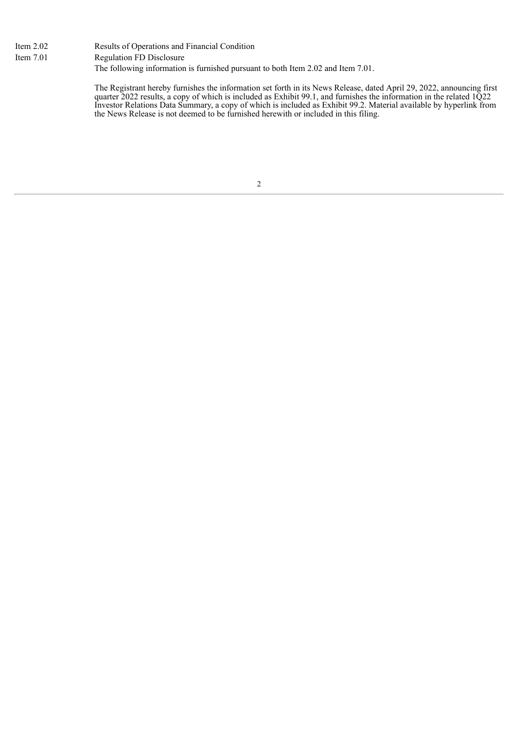Item 2.02 Results of Operations and Financial Condition

Item 7.01 Regulation FD Disclosure

The following information is furnished pursuant to both Item 2.02 and Item 7.01.

The Registrant hereby furnishes the information set forth in its News Release, dated April 29, 2022, announcing first quarter 2022 results, a copy of which is included as Exhibit 99.1, and furnishes the information in the related 1Q22 Investor Relations Data Summary, a copy of which is included as Exhibit 99.2. Material available by hyperlink from the News Release is not deemed to be furnished herewith or included in this filing.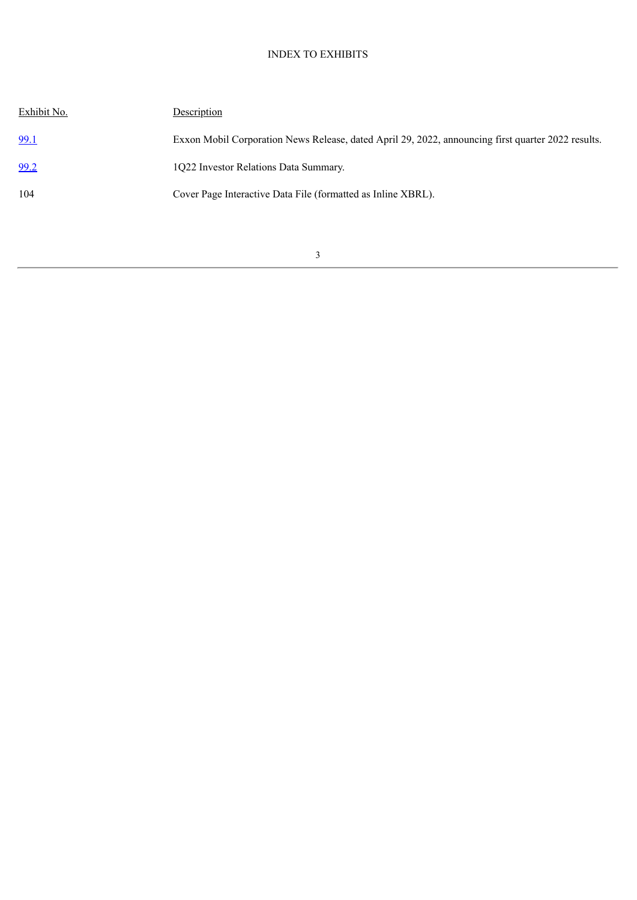INDEX TO EXHIBITS

| Exhibit No. | Description |
|---|---|
| 99.1 | Exxon Mobil Corporation News Release, dated April 29, 2022, announcing first quarter 2022 results. |
| 99.2 | 1Q22 Investor Relations Data Summary. |
| 104 | Cover Page Interactive Data File (formatted as Inline XBRL). |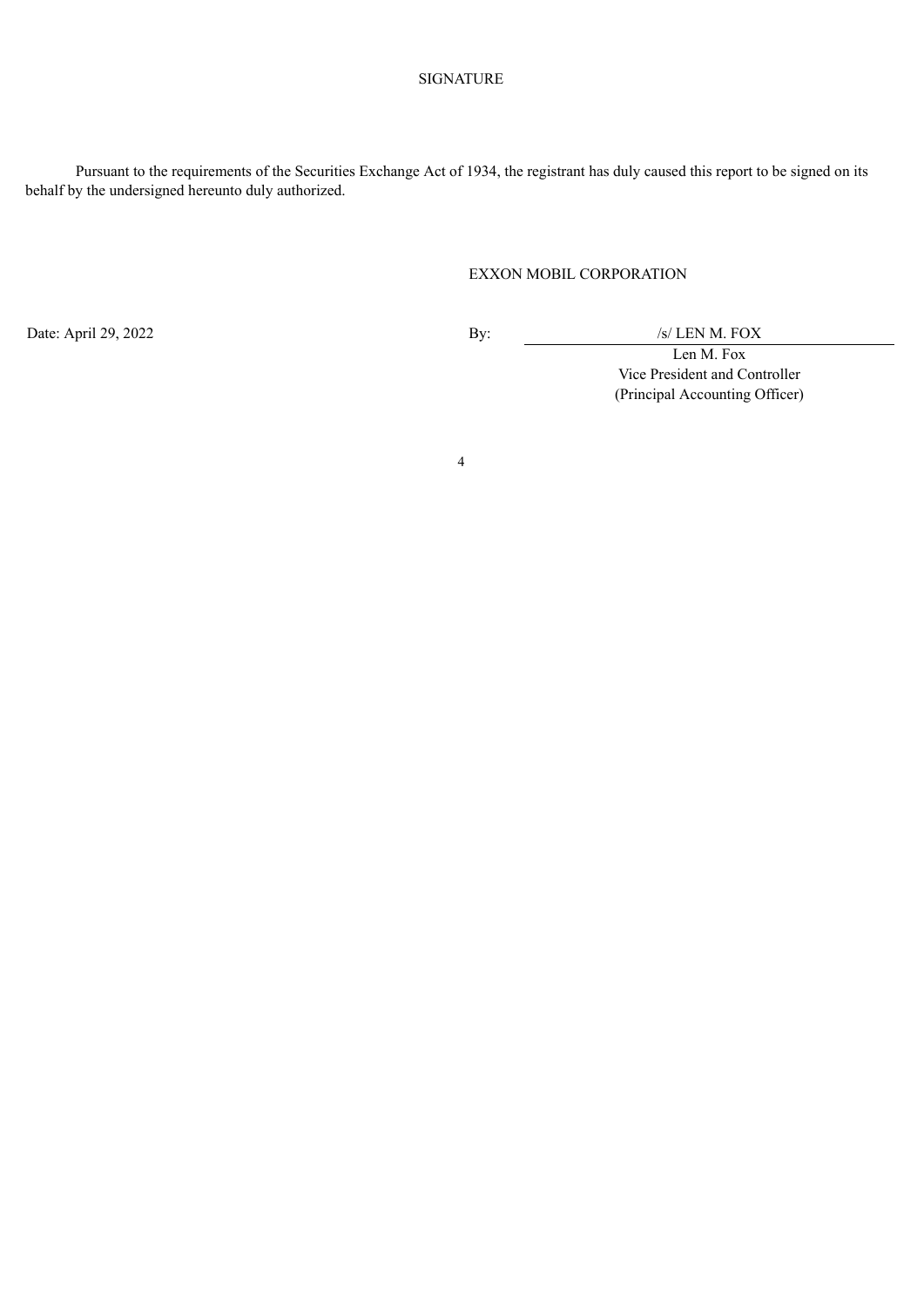# SIGNATURE

Pursuant to the requirements of the Securities Exchange Act of 1934, the registrant has duly caused this report to be signed on its behalf by the undersigned hereunto duly authorized.

EXXON MOBIL CORPORATION

Date: April 29, 2022

By: /s/ LEN M. FOX

Len M. Fox
Vice President and Controller
(Principal Accounting Officer)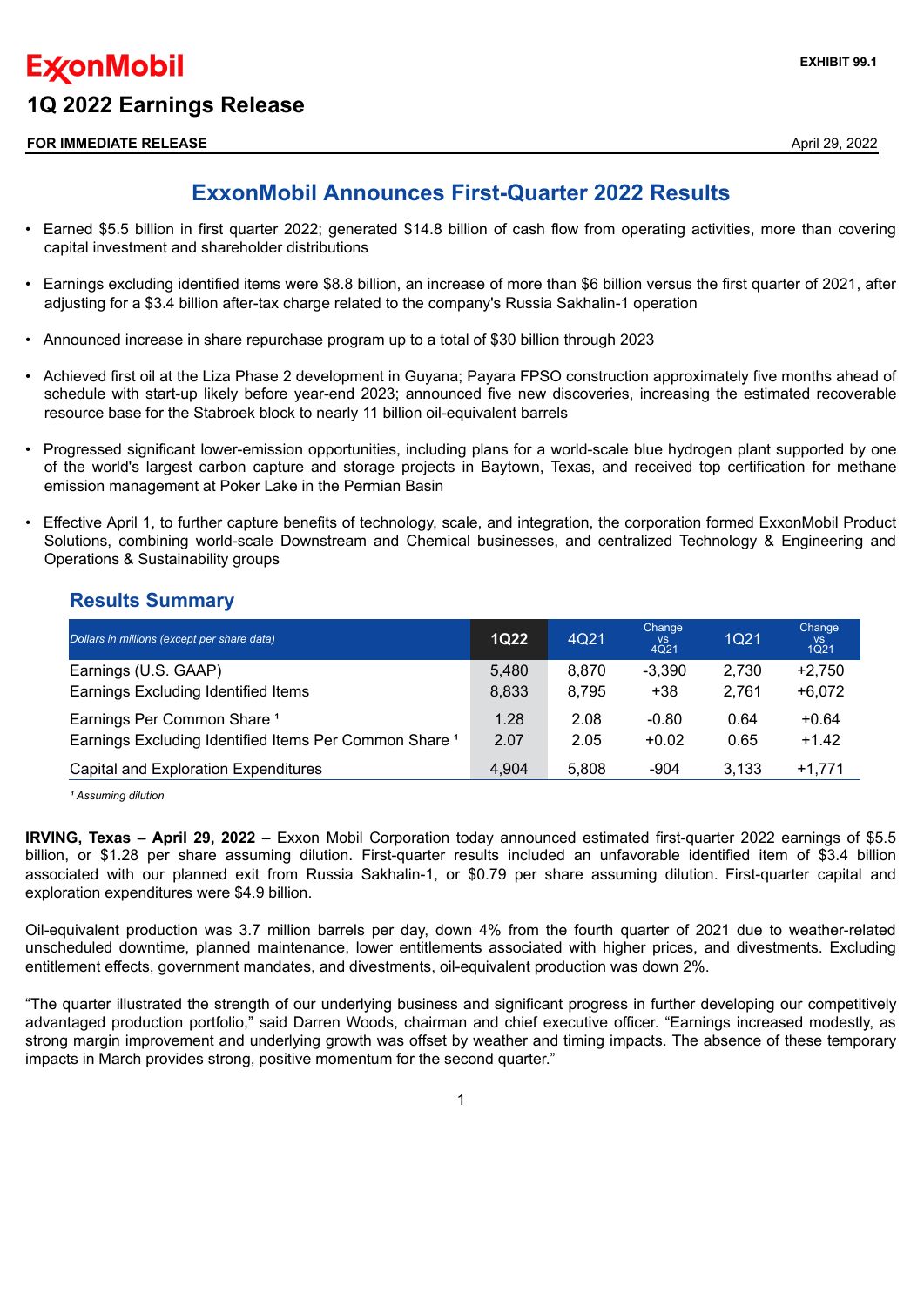ExxonMobil

EXHIBIT 99.1

# 1Q 2022 Earnings Release

**FOR IMMEDIATE RELEASE** April 29, 2022

## ExxonMobil Announces First-Quarter 2022 Results

- Earned $5.5 billion in first quarter 2022; generated $14.8 billion of cash flow from operating activities, more than covering capital investment and shareholder distributions
- Earnings excluding identified items were $8.8 billion, an increase of more than $6 billion versus the first quarter of 2021, after adjusting for a $3.4 billion after-tax charge related to the company's Russia Sakhalin-1 operation
- Announced increase in share repurchase program up to a total of $30 billion through 2023
- Achieved first oil at the Liza Phase 2 development in Guyana; Payara FPSO construction approximately five months ahead of schedule with start-up likely before year-end 2023; announced five new discoveries, increasing the estimated recoverable resource base for the Stabroek block to nearly 11 billion oil-equivalent barrels
- Progressed significant lower-emission opportunities, including plans for a world-scale blue hydrogen plant supported by one of the world's largest carbon capture and storage projects in Baytown, Texas, and received top certification for methane emission management at Poker Lake in the Permian Basin
- Effective April 1, to further capture benefits of technology, scale, and integration, the corporation formed ExxonMobil Product Solutions, combining world-scale Downstream and Chemical businesses, and centralized Technology & Engineering and Operations & Sustainability groups

### Results Summary

| *Dollars in millions (except per share data)* | 1Q22 | 4Q21 | Change vs 4Q21 | 1Q21 | Change vs 1Q21 |
|---|---|---|---|---|---|
| Earnings (U.S. GAAP) | 5,480 | 8,870 | -3,390 | 2,730 | +2,750 |
| Earnings Excluding Identified Items | 8,833 | 8,795 | +38 | 2,761 | +6,072 |
| Earnings Per Common Share [1] | 1.28 | 2.08 | -0.80 | 0.64 | +0.64 |
| Earnings Excluding Identified Items Per Common Share [1] | 2.07 | 2.05 | +0.02 | 0.65 | +1.42 |
| Capital and Exploration Expenditures | 4,904 | 5,808 | -904 | 3,133 | +1,771 |

*[1] Assuming dilution*

**IRVING, Texas – April 29, 2022** – Exxon Mobil Corporation today announced estimated first-quarter 2022 earnings of $5.5 billion, or $1.28 per share assuming dilution. First-quarter results included an unfavorable identified item of $3.4 billion associated with our planned exit from Russia Sakhalin-1, or $0.79 per share assuming dilution. First-quarter capital and exploration expenditures were $4.9 billion.

Oil-equivalent production was 3.7 million barrels per day, down 4% from the fourth quarter of 2021 due to weather-related unscheduled downtime, planned maintenance, lower entitlements associated with higher prices, and divestments. Excluding entitlement effects, government mandates, and divestments, oil-equivalent production was down 2%.

"The quarter illustrated the strength of our underlying business and significant progress in further developing our competitively advantaged production portfolio," said Darren Woods, chairman and chief executive officer. "Earnings increased modestly, as strong margin improvement and underlying growth was offset by weather and timing impacts. The absence of these temporary impacts in March provides strong, positive momentum for the second quarter."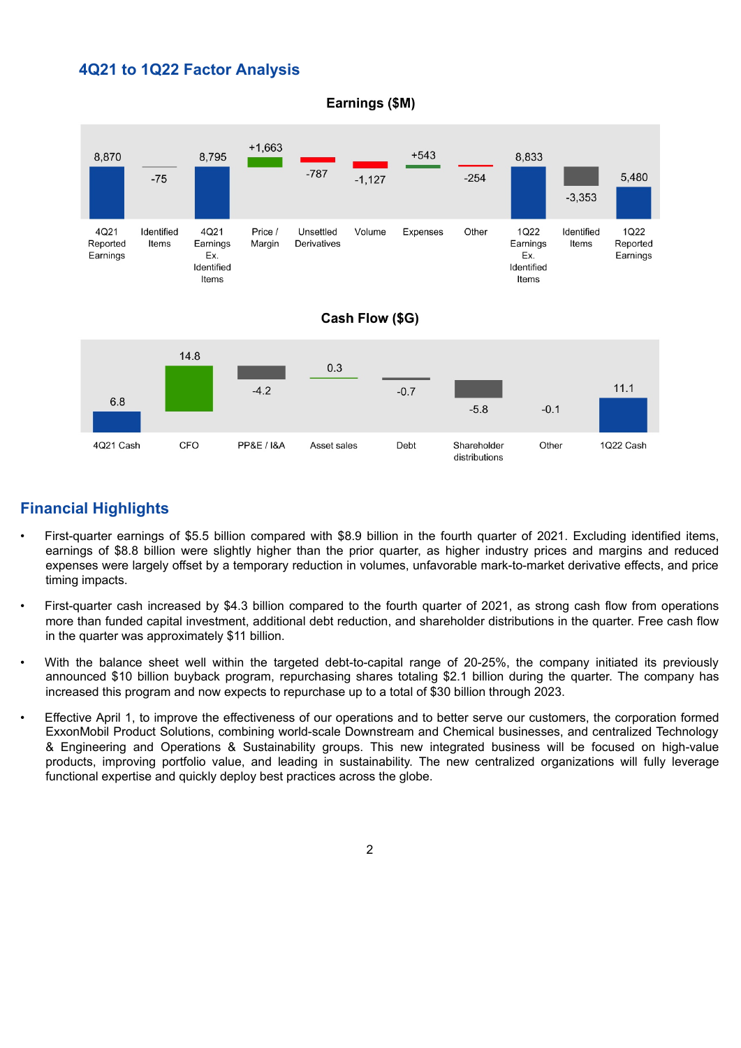## 4Q21 to 1Q22 Factor Analysis

**Earnings ($M)**

8,870
4Q21 Reported Earnings

-75
Identified Items

8,795
4Q21 Earnings Ex. Identified Items

+1,663
Price / Margin

-787
Unsettled Derivatives

-1,127
Volume

+543
Expenses

-254
Other

8,833
1Q22 Earnings Ex. Identified Items

-3,353
Identified Items

5,480
1Q22 Reported Earnings

**Cash Flow ($G)**

6.8
4Q21 Cash

14.8
CFO

-4.2
PP&E / I&A

0.3
Asset sales

-0.7
Debt

-5.8
Shareholder distributions

-0.1
Other

11.1
1Q22 Cash

## Financial Highlights

- First-quarter earnings of $5.5 billion compared with $8.9 billion in the fourth quarter of 2021. Excluding identified items, earnings of $8.8 billion were slightly higher than the prior quarter, as higher industry prices and margins and reduced expenses were largely offset by a temporary reduction in volumes, unfavorable mark-to-market derivative effects, and price timing impacts.

- First-quarter cash increased by $4.3 billion compared to the fourth quarter of 2021, as strong cash flow from operations more than funded capital investment, additional debt reduction, and shareholder distributions in the quarter. Free cash flow in the quarter was approximately $11 billion.

- With the balance sheet well within the targeted debt-to-capital range of 20-25%, the company initiated its previously announced $10 billion buyback program, repurchasing shares totaling $2.1 billion during the quarter. The company has increased this program and now expects to repurchase up to a total of $30 billion through 2023.

- Effective April 1, to improve the effectiveness of our operations and to better serve our customers, the corporation formed ExxonMobil Product Solutions, combining world-scale Downstream and Chemical businesses, and centralized Technology & Engineering and Operations & Sustainability groups. This new integrated business will be focused on high-value products, improving portfolio value, and leading in sustainability. The new centralized organizations will fully leverage functional expertise and quickly deploy best practices across the globe.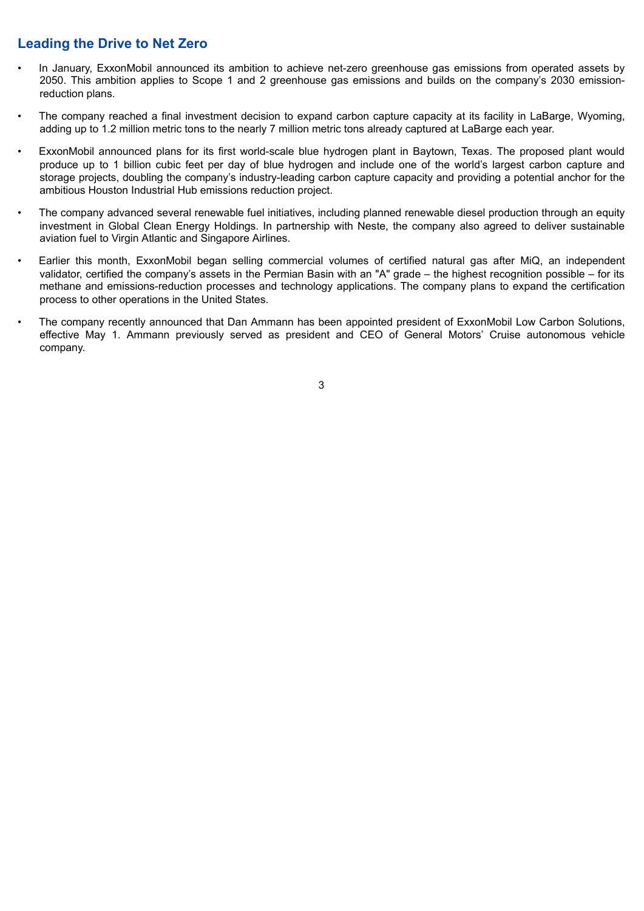## Leading the Drive to Net Zero

- In January, ExxonMobil announced its ambition to achieve net-zero greenhouse gas emissions from operated assets by 2050. This ambition applies to Scope 1 and 2 greenhouse gas emissions and builds on the company's 2030 emission-reduction plans.
- The company reached a final investment decision to expand carbon capture capacity at its facility in LaBarge, Wyoming, adding up to 1.2 million metric tons to the nearly 7 million metric tons already captured at LaBarge each year.
- ExxonMobil announced plans for its first world-scale blue hydrogen plant in Baytown, Texas. The proposed plant would produce up to 1 billion cubic feet per day of blue hydrogen and include one of the world's largest carbon capture and storage projects, doubling the company's industry-leading carbon capture capacity and providing a potential anchor for the ambitious Houston Industrial Hub emissions reduction project.
- The company advanced several renewable fuel initiatives, including planned renewable diesel production through an equity investment in Global Clean Energy Holdings. In partnership with Neste, the company also agreed to deliver sustainable aviation fuel to Virgin Atlantic and Singapore Airlines.
- Earlier this month, ExxonMobil began selling commercial volumes of certified natural gas after MiQ, an independent validator, certified the company's assets in the Permian Basin with an "A" grade – the highest recognition possible – for its methane and emissions-reduction processes and technology applications. The company plans to expand the certification process to other operations in the United States.
- The company recently announced that Dan Ammann has been appointed president of ExxonMobil Low Carbon Solutions, effective May 1. Ammann previously served as president and CEO of General Motors' Cruise autonomous vehicle company.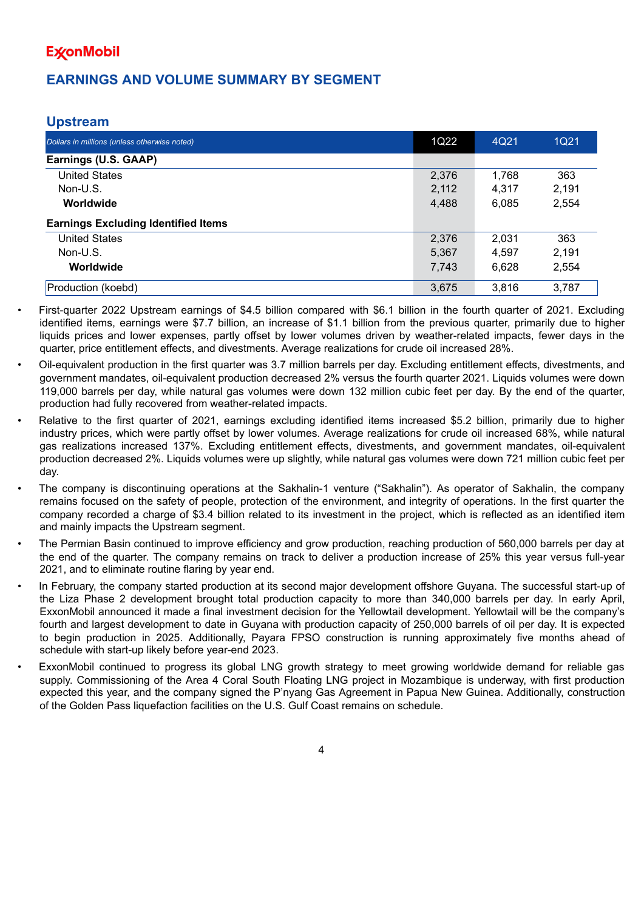ExxonMobil

# EARNINGS AND VOLUME SUMMARY BY SEGMENT

## Upstream

| *Dollars in millions (unless otherwise noted)* | 1Q22 | 4Q21 | 1Q21 |
|---|---|---|---|
| **Earnings (U.S. GAAP)** | | | |
| United States | 2,376 | 1,768 | 363 |
| Non-U.S. | 2,112 | 4,317 | 2,191 |
| **Worldwide** | 4,488 | 6,085 | 2,554 |
| **Earnings Excluding Identified Items** | | | |
| United States | 2,376 | 2,031 | 363 |
| Non-U.S. | 5,367 | 4,597 | 2,191 |
| **Worldwide** | 7,743 | 6,628 | 2,554 |
| Production (koebd) | 3,675 | 3,816 | 3,787 |

- First-quarter 2022 Upstream earnings of $4.5 billion compared with $6.1 billion in the fourth quarter of 2021. Excluding identified items, earnings were $7.7 billion, an increase of $1.1 billion from the previous quarter, primarily due to higher liquids prices and lower expenses, partly offset by lower volumes driven by weather-related impacts, fewer days in the quarter, price entitlement effects, and divestments. Average realizations for crude oil increased 28%.
- Oil-equivalent production in the first quarter was 3.7 million barrels per day. Excluding entitlement effects, divestments, and government mandates, oil-equivalent production decreased 2% versus the fourth quarter 2021. Liquids volumes were down 119,000 barrels per day, while natural gas volumes were down 132 million cubic feet per day. By the end of the quarter, production had fully recovered from weather-related impacts.
- Relative to the first quarter of 2021, earnings excluding identified items increased $5.2 billion, primarily due to higher industry prices, which were partly offset by lower volumes. Average realizations for crude oil increased 68%, while natural gas realizations increased 137%. Excluding entitlement effects, divestments, and government mandates, oil-equivalent production decreased 2%. Liquids volumes were up slightly, while natural gas volumes were down 721 million cubic feet per day.
- The company is discontinuing operations at the Sakhalin-1 venture ("Sakhalin"). As operator of Sakhalin, the company remains focused on the safety of people, protection of the environment, and integrity of operations. In the first quarter the company recorded a charge of $3.4 billion related to its investment in the project, which is reflected as an identified item and mainly impacts the Upstream segment.
- The Permian Basin continued to improve efficiency and grow production, reaching production of 560,000 barrels per day at the end of the quarter. The company remains on track to deliver a production increase of 25% this year versus full-year 2021, and to eliminate routine flaring by year end.
- In February, the company started production at its second major development offshore Guyana. The successful start-up of the Liza Phase 2 development brought total production capacity to more than 340,000 barrels per day. In early April, ExxonMobil announced it made a final investment decision for the Yellowtail development. Yellowtail will be the company's fourth and largest development to date in Guyana with production capacity of 250,000 barrels of oil per day. It is expected to begin production in 2025. Additionally, Payara FPSO construction is running approximately five months ahead of schedule with start-up likely before year-end 2023.
- ExxonMobil continued to progress its global LNG growth strategy to meet growing worldwide demand for reliable gas supply. Commissioning of the Area 4 Coral South Floating LNG project in Mozambique is underway, with first production expected this year, and the company signed the P'nyang Gas Agreement in Papua New Guinea. Additionally, construction of the Golden Pass liquefaction facilities on the U.S. Gulf Coast remains on schedule.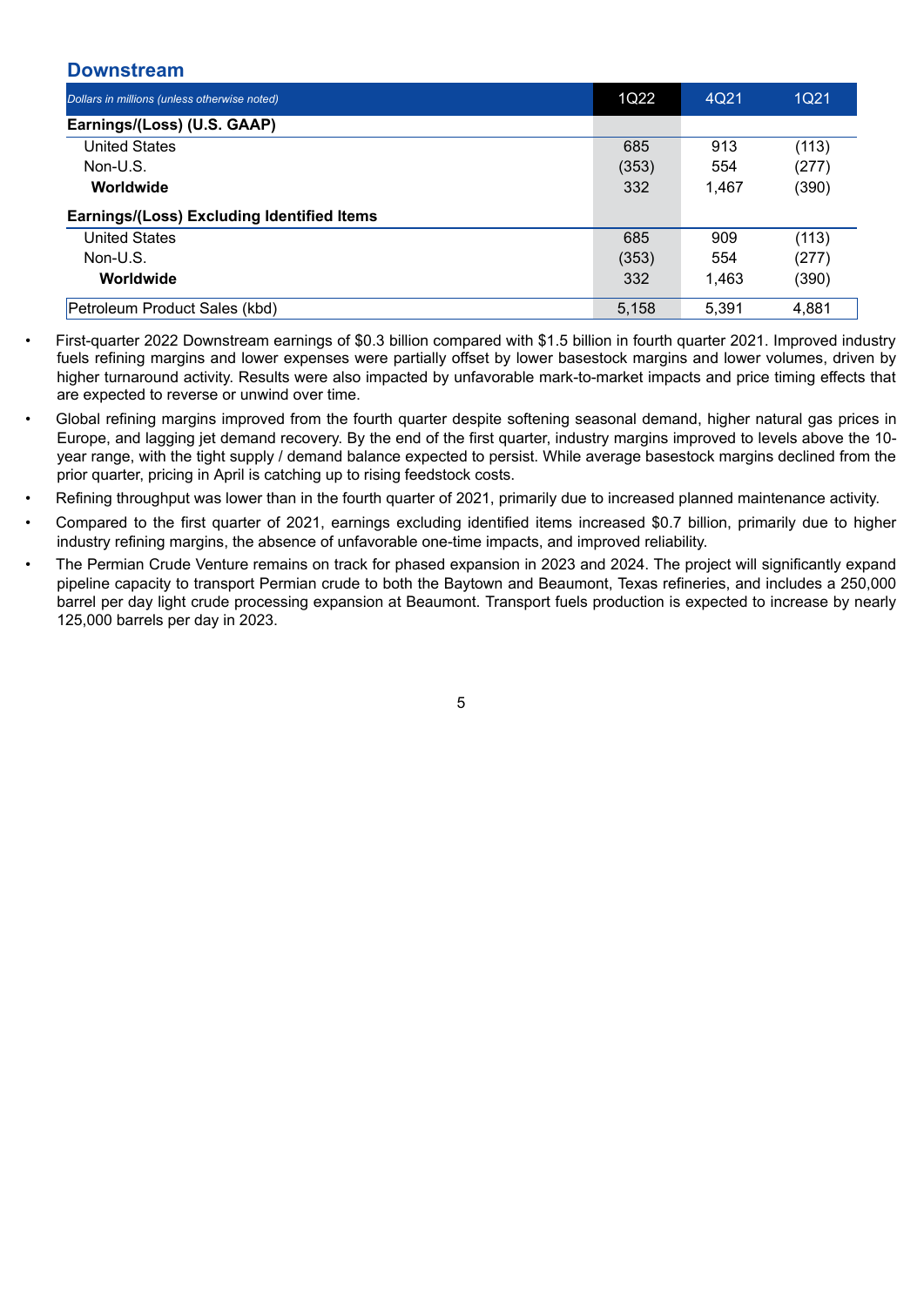## Downstream

| *Dollars in millions (unless otherwise noted)* | 1Q22 | 4Q21 | 1Q21 |
|---|---|---|---|
| **Earnings/(Loss) (U.S. GAAP)** | | | |
| United States | 685 | 913 | (113) |
| Non-U.S. | (353) | 554 | (277) |
| **Worldwide** | 332 | 1,467 | (390) |
| **Earnings/(Loss) Excluding Identified Items** | | | |
| United States | 685 | 909 | (113) |
| Non-U.S. | (353) | 554 | (277) |
| **Worldwide** | 332 | 1,463 | (390) |
| Petroleum Product Sales (kbd) | 5,158 | 5,391 | 4,881 |

- First-quarter 2022 Downstream earnings of $0.3 billion compared with $1.5 billion in fourth quarter 2021. Improved industry fuels refining margins and lower expenses were partially offset by lower basestock margins and lower volumes, driven by higher turnaround activity. Results were also impacted by unfavorable mark-to-market impacts and price timing effects that are expected to reverse or unwind over time.
- Global refining margins improved from the fourth quarter despite softening seasonal demand, higher natural gas prices in Europe, and lagging jet demand recovery. By the end of the first quarter, industry margins improved to levels above the 10-year range, with the tight supply / demand balance expected to persist. While average basestock margins declined from the prior quarter, pricing in April is catching up to rising feedstock costs.
- Refining throughput was lower than in the fourth quarter of 2021, primarily due to increased planned maintenance activity.
- Compared to the first quarter of 2021, earnings excluding identified items increased $0.7 billion, primarily due to higher industry refining margins, the absence of unfavorable one-time impacts, and improved reliability.
- The Permian Crude Venture remains on track for phased expansion in 2023 and 2024. The project will significantly expand pipeline capacity to transport Permian crude to both the Baytown and Beaumont, Texas refineries, and includes a 250,000 barrel per day light crude processing expansion at Beaumont. Transport fuels production is expected to increase by nearly 125,000 barrels per day in 2023.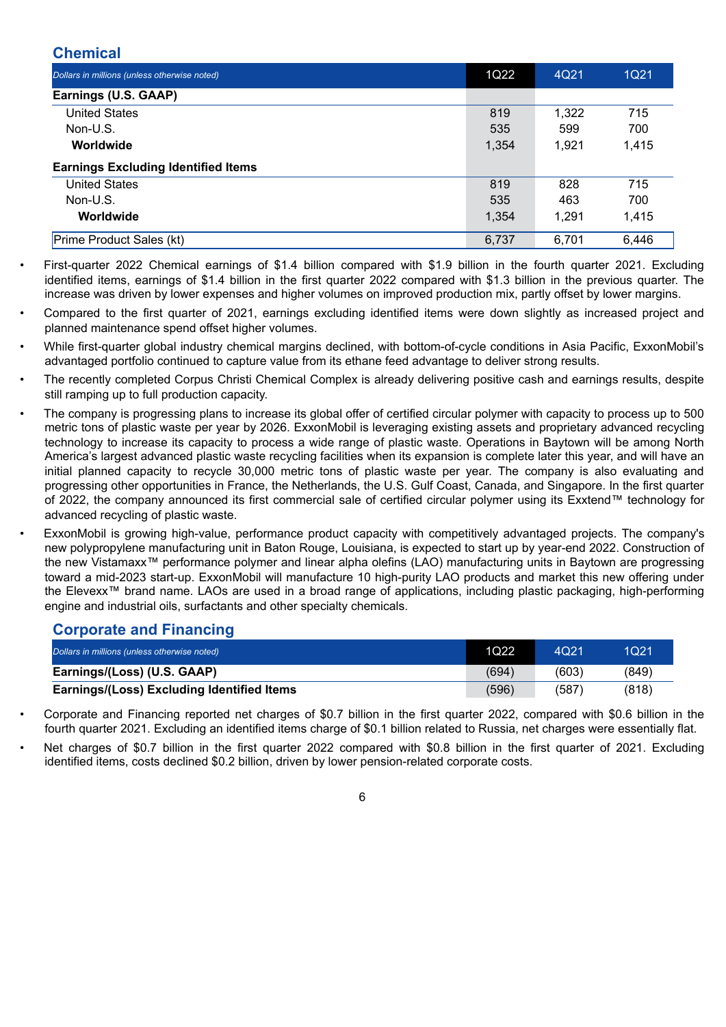## Chemical

| Dollars in millions (unless otherwise noted) | 1Q22 | 4Q21 | 1Q21 |
|---|---|---|---|
| **Earnings (U.S. GAAP)** | | | |
| United States | 819 | 1,322 | 715 |
| Non-U.S. | 535 | 599 | 700 |
| **Worldwide** | 1,354 | 1,921 | 1,415 |
| **Earnings Excluding Identified Items** | | | |
| United States | 819 | 828 | 715 |
| Non-U.S. | 535 | 463 | 700 |
| **Worldwide** | 1,354 | 1,291 | 1,415 |
| Prime Product Sales (kt) | 6,737 | 6,701 | 6,446 |

- First-quarter 2022 Chemical earnings of $1.4 billion compared with $1.9 billion in the fourth quarter 2021. Excluding identified items, earnings of $1.4 billion in the first quarter 2022 compared with $1.3 billion in the previous quarter. The increase was driven by lower expenses and higher volumes on improved production mix, partly offset by lower margins.
- Compared to the first quarter of 2021, earnings excluding identified items were down slightly as increased project and planned maintenance spend offset higher volumes.
- While first-quarter global industry chemical margins declined, with bottom-of-cycle conditions in Asia Pacific, ExxonMobil's advantaged portfolio continued to capture value from its ethane feed advantage to deliver strong results.
- The recently completed Corpus Christi Chemical Complex is already delivering positive cash and earnings results, despite still ramping up to full production capacity.
- The company is progressing plans to increase its global offer of certified circular polymer with capacity to process up to 500 metric tons of plastic waste per year by 2026. ExxonMobil is leveraging existing assets and proprietary advanced recycling technology to increase its capacity to process a wide range of plastic waste. Operations in Baytown will be among North America's largest advanced plastic waste recycling facilities when its expansion is complete later this year, and will have an initial planned capacity to recycle 30,000 metric tons of plastic waste per year. The company is also evaluating and progressing other opportunities in France, the Netherlands, the U.S. Gulf Coast, Canada, and Singapore. In the first quarter of 2022, the company announced its first commercial sale of certified circular polymer using its Exxtend™ technology for advanced recycling of plastic waste.
- ExxonMobil is growing high-value, performance product capacity with competitively advantaged projects. The company's new polypropylene manufacturing unit in Baton Rouge, Louisiana, is expected to start up by year-end 2022. Construction of the new Vistamaxx™ performance polymer and linear alpha olefins (LAO) manufacturing units in Baytown are progressing toward a mid-2023 start-up. ExxonMobil will manufacture 10 high-purity LAO products and market this new offering under the Elevexx™ brand name. LAOs are used in a broad range of applications, including plastic packaging, high-performing engine and industrial oils, surfactants and other specialty chemicals.

## Corporate and Financing

| Dollars in millions (unless otherwise noted) | 1Q22 | 4Q21 | 1Q21 |
|---|---|---|---|
| **Earnings/(Loss) (U.S. GAAP)** | (694) | (603) | (849) |
| **Earnings/(Loss) Excluding Identified Items** | (596) | (587) | (818) |

- Corporate and Financing reported net charges of $0.7 billion in the first quarter 2022, compared with $0.6 billion in the fourth quarter 2021. Excluding an identified items charge of $0.1 billion related to Russia, net charges were essentially flat.
- Net charges of $0.7 billion in the first quarter 2022 compared with $0.8 billion in the first quarter of 2021. Excluding identified items, costs declined $0.2 billion, driven by lower pension-related corporate costs.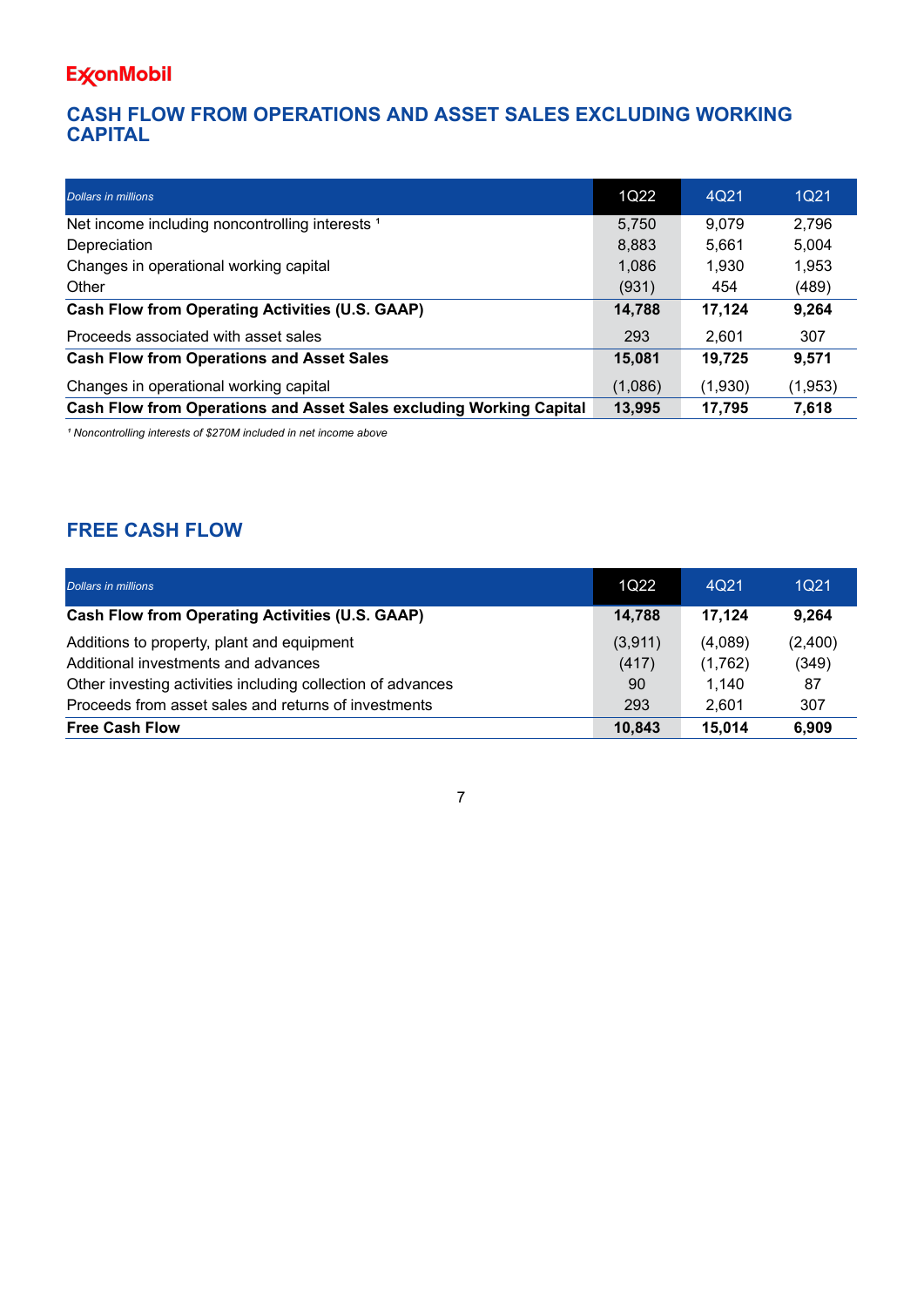ExxonMobil

## CASH FLOW FROM OPERATIONS AND ASSET SALES EXCLUDING WORKING CAPITAL

| *Dollars in millions* | 1Q22 | 4Q21 | 1Q21 |
|---|---|---|---|
| Net income including noncontrolling interests [1] | 5,750 | 9,079 | 2,796 |
| Depreciation | 8,883 | 5,661 | 5,004 |
| Changes in operational working capital | 1,086 | 1,930 | 1,953 |
| Other | (931) | 454 | (489) |
| **Cash Flow from Operating Activities (U.S. GAAP)** | **14,788** | **17,124** | **9,264** |
| Proceeds associated with asset sales | 293 | 2,601 | 307 |
| **Cash Flow from Operations and Asset Sales** | **15,081** | **19,725** | **9,571** |
| Changes in operational working capital | (1,086) | (1,930) | (1,953) |
| **Cash Flow from Operations and Asset Sales excluding Working Capital** | **13,995** | **17,795** | **7,618** |

*[1] Noncontrolling interests of $270M included in net income above*

## FREE CASH FLOW

| *Dollars in millions* | 1Q22 | 4Q21 | 1Q21 |
|---|---|---|---|
| **Cash Flow from Operating Activities (U.S. GAAP)** | **14,788** | **17,124** | **9,264** |
| Additions to property, plant and equipment | (3,911) | (4,089) | (2,400) |
| Additional investments and advances | (417) | (1,762) | (349) |
| Other investing activities including collection of advances | 90 | 1,140 | 87 |
| Proceeds from asset sales and returns of investments | 293 | 2,601 | 307 |
| **Free Cash Flow** | **10,843** | **15,014** | **6,909** |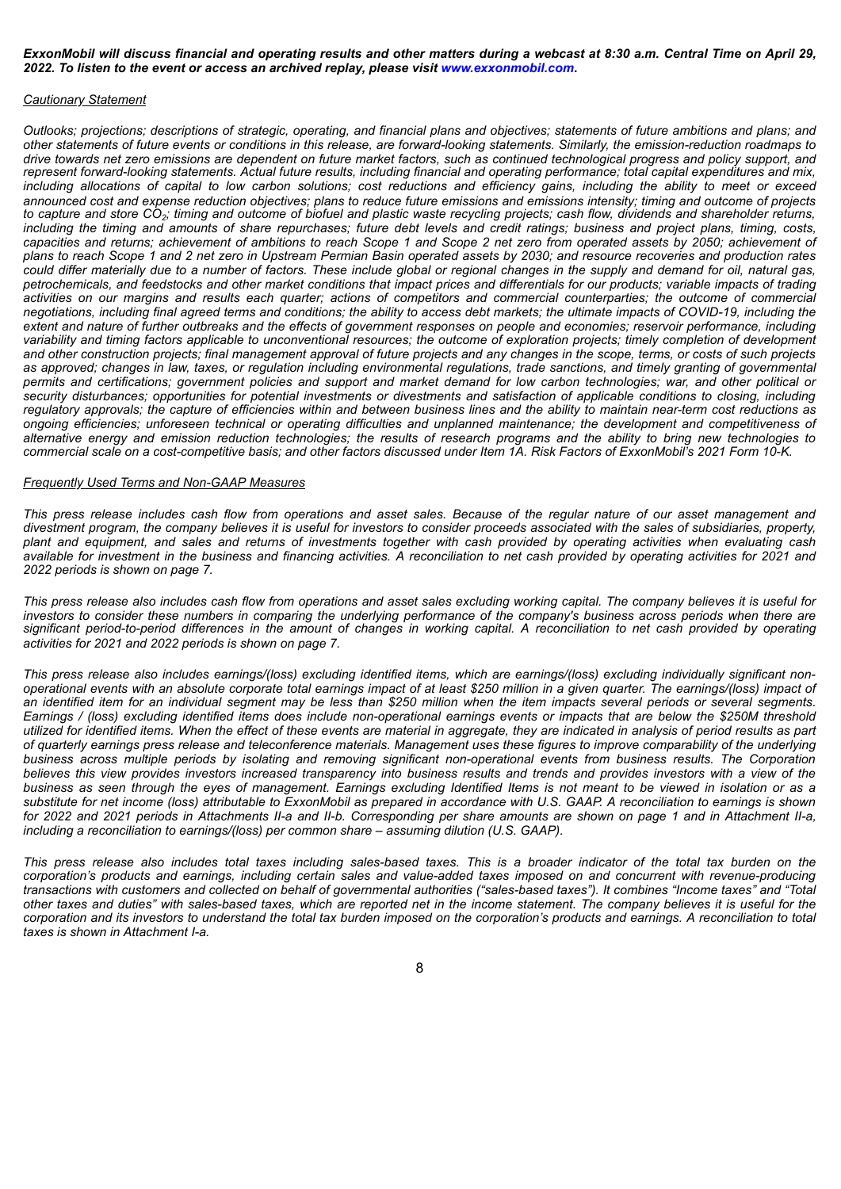***ExxonMobil will discuss financial and operating results and other matters during a webcast at 8:30 a.m. Central Time on April 29, 2022. To listen to the event or access an archived replay, please visit www.exxonmobil.com.***

*Cautionary Statement*

*Outlooks; projections; descriptions of strategic, operating, and financial plans and objectives; statements of future ambitions and plans; and other statements of future events or conditions in this release, are forward-looking statements. Similarly, the emission-reduction roadmaps to drive towards net zero emissions are dependent on future market factors, such as continued technological progress and policy support, and represent forward-looking statements. Actual future results, including financial and operating performance; total capital expenditures and mix, including allocations of capital to low carbon solutions; cost reductions and efficiency gains, including the ability to meet or exceed announced cost and expense reduction objectives; plans to reduce future emissions and emissions intensity; timing and outcome of projects to capture and store $CO_2$; timing and outcome of biofuel and plastic waste recycling projects; cash flow, dividends and shareholder returns, including the timing and amounts of share repurchases; future debt levels and credit ratings; business and project plans, timing, costs, capacities and returns; achievement of ambitions to reach Scope 1 and Scope 2 net zero from operated assets by 2050; achievement of plans to reach Scope 1 and 2 net zero in Upstream Permian Basin operated assets by 2030; and resource recoveries and production rates could differ materially due to a number of factors. These include global or regional changes in the supply and demand for oil, natural gas, petrochemicals, and feedstocks and other market conditions that impact prices and differentials for our products; variable impacts of trading activities on our margins and results each quarter; actions of competitors and commercial counterparties; the outcome of commercial negotiations, including final agreed terms and conditions; the ability to access debt markets; the ultimate impacts of COVID-19, including the extent and nature of further outbreaks and the effects of government responses on people and economies; reservoir performance, including variability and timing factors applicable to unconventional resources; the outcome of exploration projects; timely completion of development and other construction projects; final management approval of future projects and any changes in the scope, terms, or costs of such projects as approved; changes in law, taxes, or regulation including environmental regulations, trade sanctions, and timely granting of governmental permits and certifications; government policies and support and market demand for low carbon technologies; war, and other political or security disturbances; opportunities for potential investments or divestments and satisfaction of applicable conditions to closing, including regulatory approvals; the capture of efficiencies within and between business lines and the ability to maintain near-term cost reductions as ongoing efficiencies; unforeseen technical or operating difficulties and unplanned maintenance; the development and competitiveness of alternative energy and emission reduction technologies; the results of research programs and the ability to bring new technologies to commercial scale on a cost-competitive basis; and other factors discussed under Item 1A. Risk Factors of ExxonMobil's 2021 Form 10-K.*

*Frequently Used Terms and Non-GAAP Measures*

*This press release includes cash flow from operations and asset sales. Because of the regular nature of our asset management and divestment program, the company believes it is useful for investors to consider proceeds associated with the sales of subsidiaries, property, plant and equipment, and sales and returns of investments together with cash provided by operating activities when evaluating cash available for investment in the business and financing activities. A reconciliation to net cash provided by operating activities for 2021 and 2022 periods is shown on page 7.*

*This press release also includes cash flow from operations and asset sales excluding working capital. The company believes it is useful for investors to consider these numbers in comparing the underlying performance of the company's business across periods when there are significant period-to-period differences in the amount of changes in working capital. A reconciliation to net cash provided by operating activities for 2021 and 2022 periods is shown on page 7.*

*This press release also includes earnings/(loss) excluding identified items, which are earnings/(loss) excluding individually significant non-operational events with an absolute corporate total earnings impact of at least $250 million in a given quarter. The earnings/(loss) impact of an identified item for an individual segment may be less than $250 million when the item impacts several periods or several segments. Earnings / (loss) excluding identified items does include non-operational earnings events or impacts that are below the $250M threshold utilized for identified items. When the effect of these events are material in aggregate, they are indicated in analysis of period results as part of quarterly earnings press release and teleconference materials. Management uses these figures to improve comparability of the underlying business across multiple periods by isolating and removing significant non-operational events from business results. The Corporation believes this view provides investors increased transparency into business results and trends and provides investors with a view of the business as seen through the eyes of management. Earnings excluding Identified Items is not meant to be viewed in isolation or as a substitute for net income (loss) attributable to ExxonMobil as prepared in accordance with U.S. GAAP. A reconciliation to earnings is shown for 2022 and 2021 periods in Attachments II-a and II-b. Corresponding per share amounts are shown on page 1 and in Attachment II-a, including a reconciliation to earnings/(loss) per common share – assuming dilution (U.S. GAAP).*

*This press release also includes total taxes including sales-based taxes. This is a broader indicator of the total tax burden on the corporation's products and earnings, including certain sales and value-added taxes imposed on and concurrent with revenue-producing transactions with customers and collected on behalf of governmental authorities ("sales-based taxes"). It combines "Income taxes" and "Total other taxes and duties" with sales-based taxes, which are reported net in the income statement. The company believes it is useful for the corporation and its investors to understand the total tax burden imposed on the corporation's products and earnings. A reconciliation to total taxes is shown in Attachment I-a.*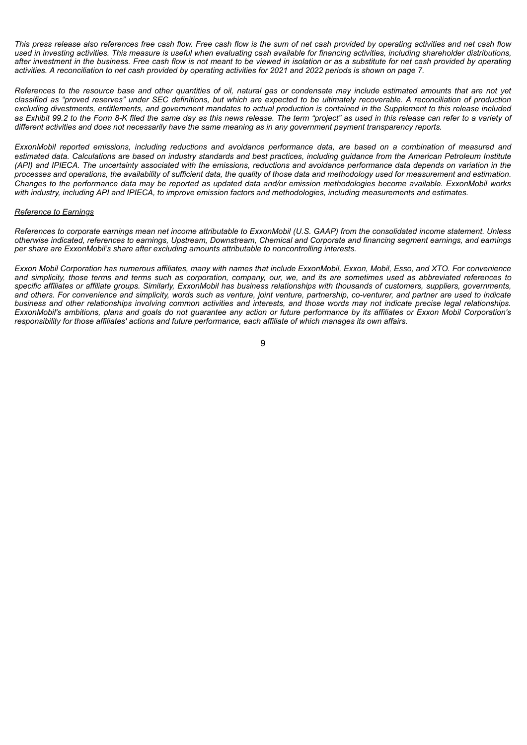*This press release also references free cash flow. Free cash flow is the sum of net cash provided by operating activities and net cash flow used in investing activities. This measure is useful when evaluating cash available for financing activities, including shareholder distributions, after investment in the business. Free cash flow is not meant to be viewed in isolation or as a substitute for net cash provided by operating activities. A reconciliation to net cash provided by operating activities for 2021 and 2022 periods is shown on page 7.*

*References to the resource base and other quantities of oil, natural gas or condensate may include estimated amounts that are not yet classified as "proved reserves" under SEC definitions, but which are expected to be ultimately recoverable. A reconciliation of production excluding divestments, entitlements, and government mandates to actual production is contained in the Supplement to this release included as Exhibit 99.2 to the Form 8-K filed the same day as this news release. The term "project" as used in this release can refer to a variety of different activities and does not necessarily have the same meaning as in any government payment transparency reports.*

*ExxonMobil reported emissions, including reductions and avoidance performance data, are based on a combination of measured and estimated data. Calculations are based on industry standards and best practices, including guidance from the American Petroleum Institute (API) and IPIECA. The uncertainty associated with the emissions, reductions and avoidance performance data depends on variation in the processes and operations, the availability of sufficient data, the quality of those data and methodology used for measurement and estimation. Changes to the performance data may be reported as updated data and/or emission methodologies become available. ExxonMobil works with industry, including API and IPIECA, to improve emission factors and methodologies, including measurements and estimates.*

*Reference to Earnings*

*References to corporate earnings mean net income attributable to ExxonMobil (U.S. GAAP) from the consolidated income statement. Unless otherwise indicated, references to earnings, Upstream, Downstream, Chemical and Corporate and financing segment earnings, and earnings per share are ExxonMobil's share after excluding amounts attributable to noncontrolling interests.*

*Exxon Mobil Corporation has numerous affiliates, many with names that include ExxonMobil, Exxon, Mobil, Esso, and XTO. For convenience and simplicity, those terms and terms such as corporation, company, our, we, and its are sometimes used as abbreviated references to specific affiliates or affiliate groups. Similarly, ExxonMobil has business relationships with thousands of customers, suppliers, governments, and others. For convenience and simplicity, words such as venture, joint venture, partnership, co-venturer, and partner are used to indicate business and other relationships involving common activities and interests, and those words may not indicate precise legal relationships. ExxonMobil's ambitions, plans and goals do not guarantee any action or future performance by its affiliates or Exxon Mobil Corporation's responsibility for those affiliates' actions and future performance, each affiliate of which manages its own affairs.*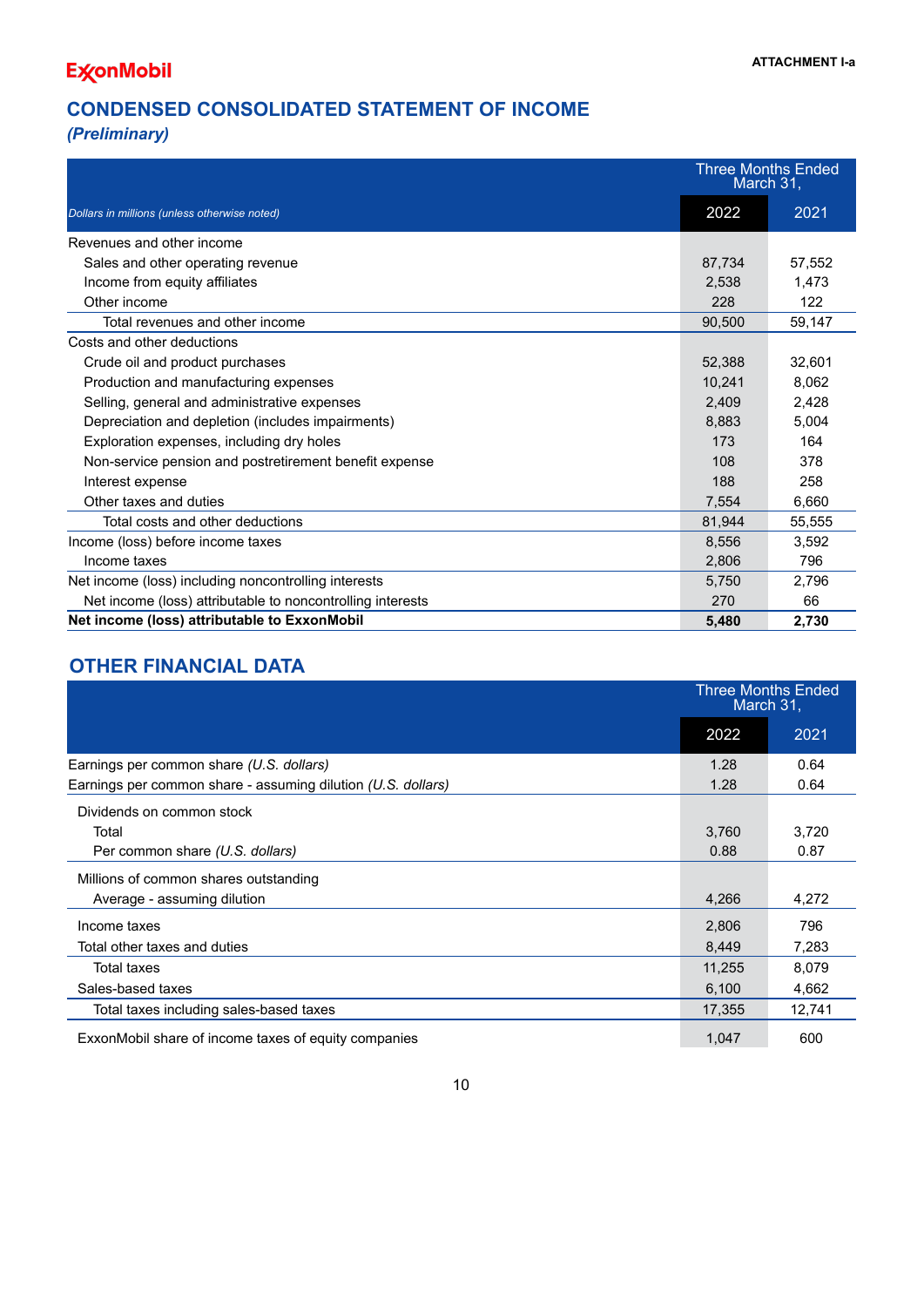ExxonMobil

ATTACHMENT I-a

# CONDENSED CONSOLIDATED STATEMENT OF INCOME

*(Preliminary)*

| *Dollars in millions (unless otherwise noted)* | Three Months Ended March 31, 2022 | 2021 |
|---|---|---|
| Revenues and other income | | |
| Sales and other operating revenue | 87,734 | 57,552 |
| Income from equity affiliates | 2,538 | 1,473 |
| Other income | 228 | 122 |
| Total revenues and other income | 90,500 | 59,147 |
| Costs and other deductions | | |
| Crude oil and product purchases | 52,388 | 32,601 |
| Production and manufacturing expenses | 10,241 | 8,062 |
| Selling, general and administrative expenses | 2,409 | 2,428 |
| Depreciation and depletion (includes impairments) | 8,883 | 5,004 |
| Exploration expenses, including dry holes | 173 | 164 |
| Non-service pension and postretirement benefit expense | 108 | 378 |
| Interest expense | 188 | 258 |
| Other taxes and duties | 7,554 | 6,660 |
| Total costs and other deductions | 81,944 | 55,555 |
| Income (loss) before income taxes | 8,556 | 3,592 |
| Income taxes | 2,806 | 796 |
| Net income (loss) including noncontrolling interests | 5,750 | 2,796 |
| Net income (loss) attributable to noncontrolling interests | 270 | 66 |
| **Net income (loss) attributable to ExxonMobil** | **5,480** | **2,730** |

# OTHER FINANCIAL DATA

| | Three Months Ended March 31, 2022 | 2021 |
|---|---|---|
| Earnings per common share *(U.S. dollars)* | 1.28 | 0.64 |
| Earnings per common share - assuming dilution *(U.S. dollars)* | 1.28 | 0.64 |
| Dividends on common stock | | |
| Total | 3,760 | 3,720 |
| Per common share *(U.S. dollars)* | 0.88 | 0.87 |
| Millions of common shares outstanding | | |
| Average - assuming dilution | 4,266 | 4,272 |
| Income taxes | 2,806 | 796 |
| Total other taxes and duties | 8,449 | 7,283 |
| Total taxes | 11,255 | 8,079 |
| Sales-based taxes | 6,100 | 4,662 |
| Total taxes including sales-based taxes | 17,355 | 12,741 |
| ExxonMobil share of income taxes of equity companies | 1,047 | 600 |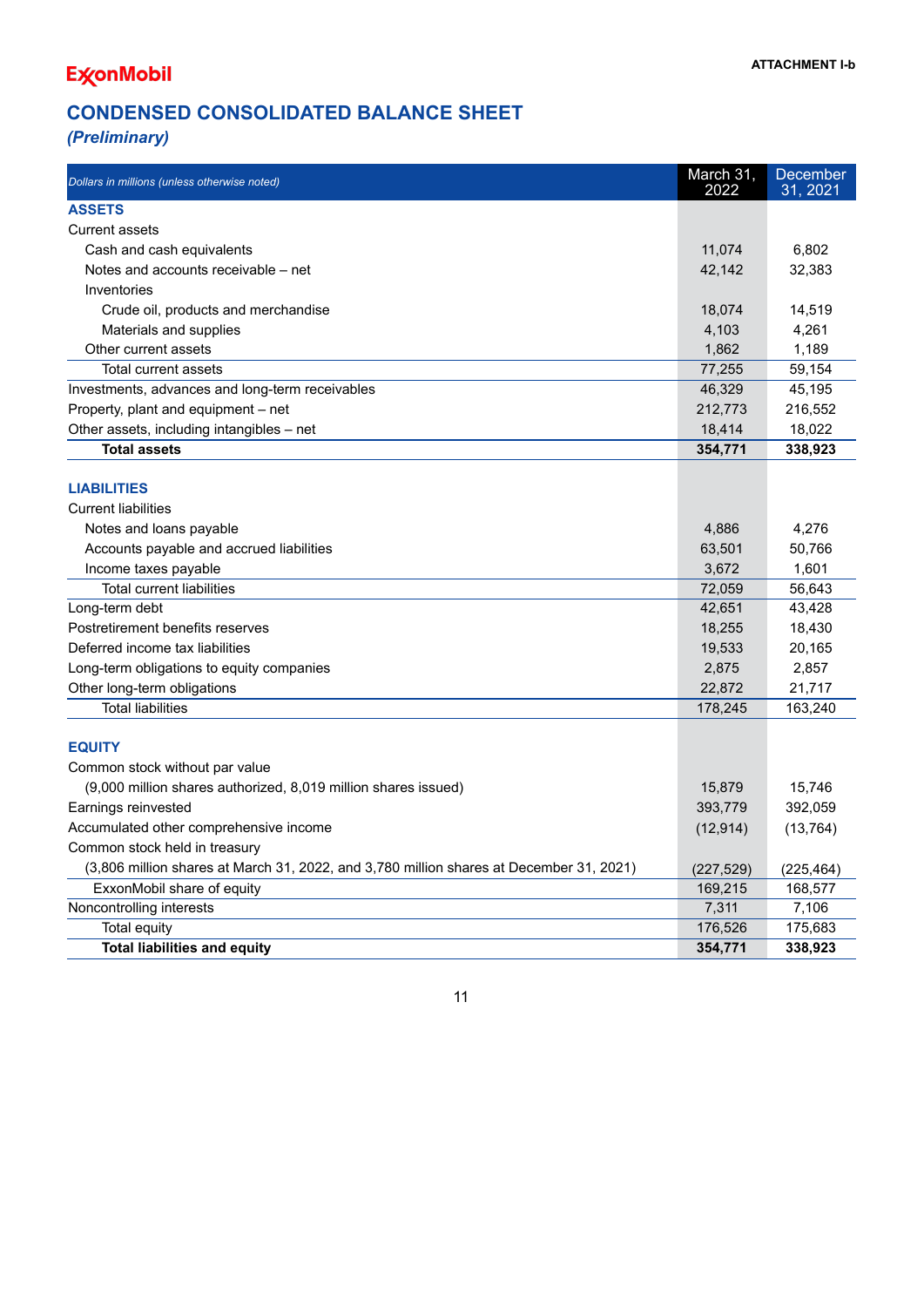ExxonMobil

ATTACHMENT I-b

# CONDENSED CONSOLIDATED BALANCE SHEET

*(Preliminary)*

| *Dollars in millions (unless otherwise noted)* | March 31, 2022 | December 31, 2021 |
|---|---|---|
| **ASSETS** | | |
| Current assets | | |
| Cash and cash equivalents | 11,074 | 6,802 |
| Notes and accounts receivable – net | 42,142 | 32,383 |
| Inventories | | |
| Crude oil, products and merchandise | 18,074 | 14,519 |
| Materials and supplies | 4,103 | 4,261 |
| Other current assets | 1,862 | 1,189 |
| Total current assets | 77,255 | 59,154 |
| Investments, advances and long-term receivables | 46,329 | 45,195 |
| Property, plant and equipment – net | 212,773 | 216,552 |
| Other assets, including intangibles – net | 18,414 | 18,022 |
| **Total assets** | **354,771** | **338,923** |
| | | |
| **LIABILITIES** | | |
| Current liabilities | | |
| Notes and loans payable | 4,886 | 4,276 |
| Accounts payable and accrued liabilities | 63,501 | 50,766 |
| Income taxes payable | 3,672 | 1,601 |
| Total current liabilities | 72,059 | 56,643 |
| Long-term debt | 42,651 | 43,428 |
| Postretirement benefits reserves | 18,255 | 18,430 |
| Deferred income tax liabilities | 19,533 | 20,165 |
| Long-term obligations to equity companies | 2,875 | 2,857 |
| Other long-term obligations | 22,872 | 21,717 |
| Total liabilities | 178,245 | 163,240 |
| | | |
| **EQUITY** | | |
| Common stock without par value | | |
| (9,000 million shares authorized, 8,019 million shares issued) | 15,879 | 15,746 |
| Earnings reinvested | 393,779 | 392,059 |
| Accumulated other comprehensive income | (12,914) | (13,764) |
| Common stock held in treasury | | |
| (3,806 million shares at March 31, 2022, and 3,780 million shares at December 31, 2021) | (227,529) | (225,464) |
| ExxonMobil share of equity | 169,215 | 168,577 |
| Noncontrolling interests | 7,311 | 7,106 |
| Total equity | 176,526 | 175,683 |
| **Total liabilities and equity** | **354,771** | **338,923** |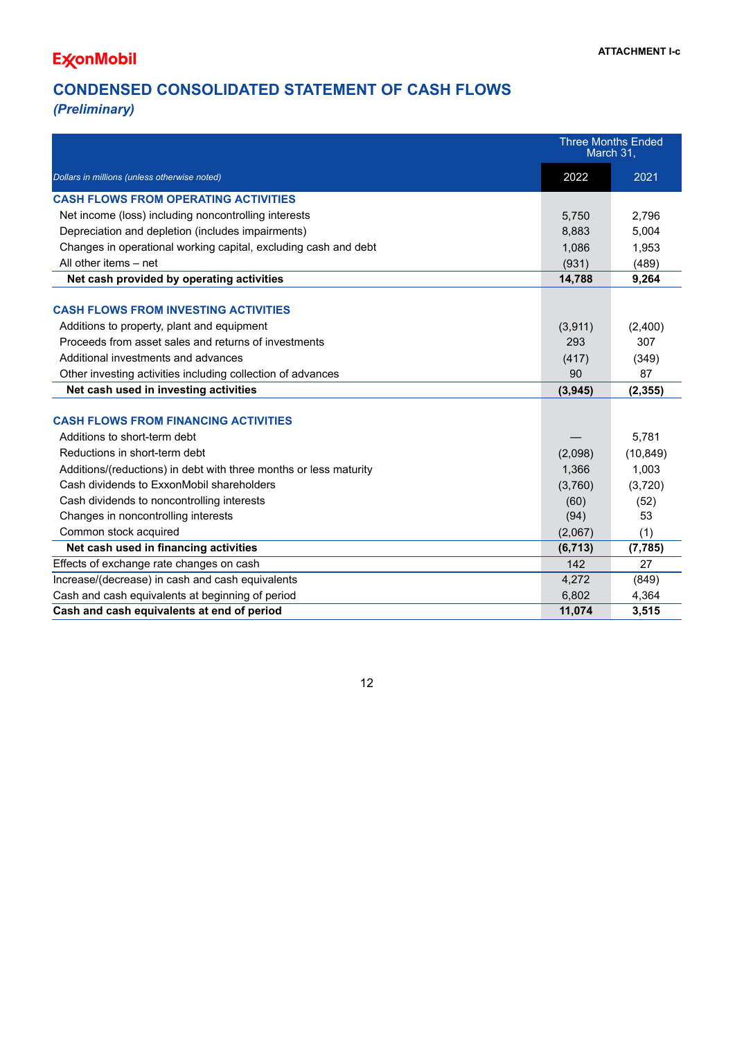ExxonMobil

ATTACHMENT I-c

# CONDENSED CONSOLIDATED STATEMENT OF CASH FLOWS

*(Preliminary)*

| | Three Months Ended March 31, | |
|---|---|---|
| *Dollars in millions (unless otherwise noted)* | 2022 | 2021 |
| **CASH FLOWS FROM OPERATING ACTIVITIES** | | |
| Net income (loss) including noncontrolling interests | 5,750 | 2,796 |
| Depreciation and depletion (includes impairments) | 8,883 | 5,004 |
| Changes in operational working capital, excluding cash and debt | 1,086 | 1,953 |
| All other items – net | (931) | (489) |
| **Net cash provided by operating activities** | **14,788** | **9,264** |
| **CASH FLOWS FROM INVESTING ACTIVITIES** | | |
| Additions to property, plant and equipment | (3,911) | (2,400) |
| Proceeds from asset sales and returns of investments | 293 | 307 |
| Additional investments and advances | (417) | (349) |
| Other investing activities including collection of advances | 90 | 87 |
| **Net cash used in investing activities** | **(3,945)** | **(2,355)** |
| **CASH FLOWS FROM FINANCING ACTIVITIES** | | |
| Additions to short-term debt | — | 5,781 |
| Reductions in short-term debt | (2,098) | (10,849) |
| Additions/(reductions) in debt with three months or less maturity | 1,366 | 1,003 |
| Cash dividends to ExxonMobil shareholders | (3,760) | (3,720) |
| Cash dividends to noncontrolling interests | (60) | (52) |
| Changes in noncontrolling interests | (94) | 53 |
| Common stock acquired | (2,067) | (1) |
| **Net cash used in financing activities** | **(6,713)** | **(7,785)** |
| Effects of exchange rate changes on cash | 142 | 27 |
| Increase/(decrease) in cash and cash equivalents | 4,272 | (849) |
| Cash and cash equivalents at beginning of period | 6,802 | 4,364 |
| **Cash and cash equivalents at end of period** | **11,074** | **3,515** |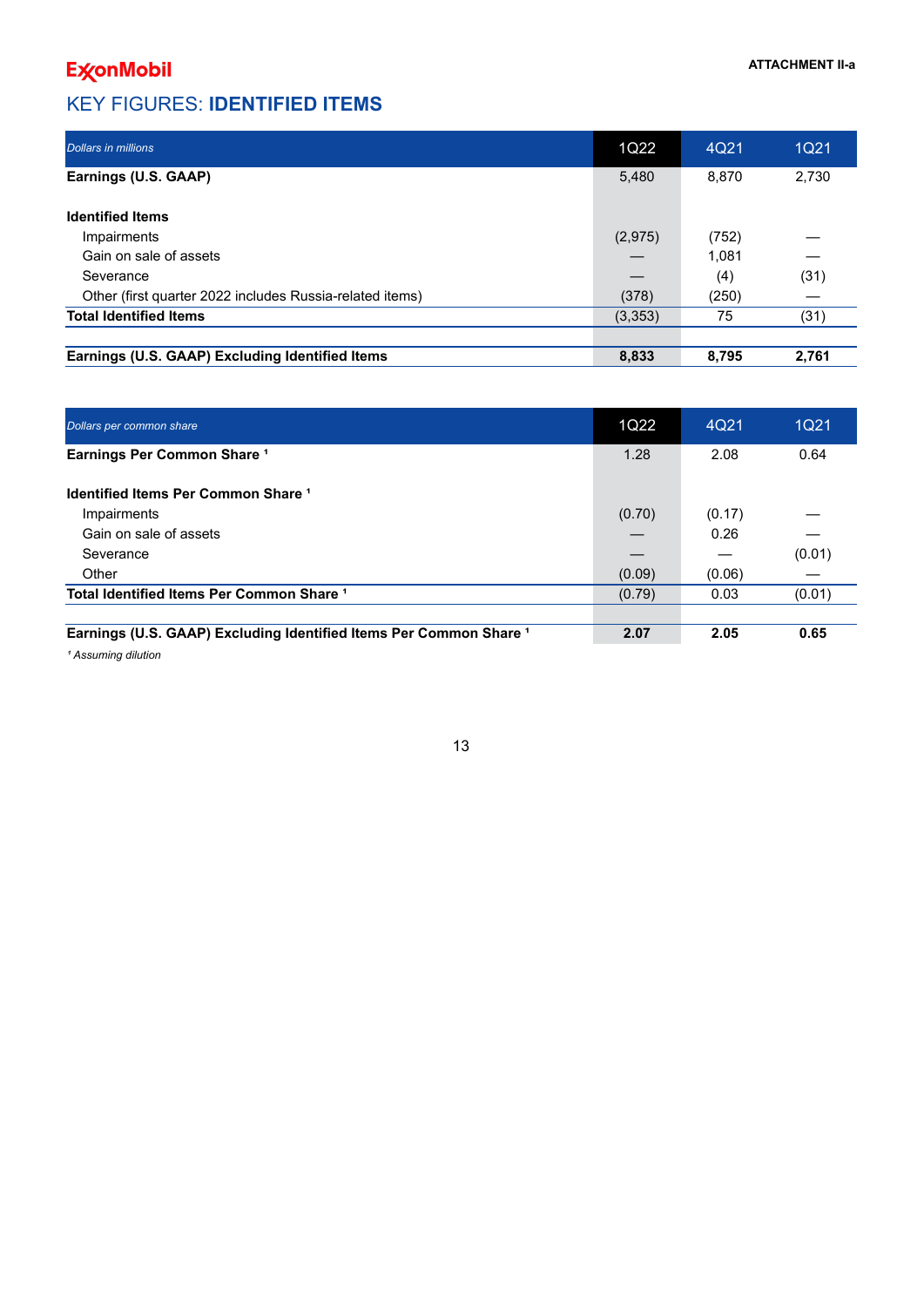ExxonMobil

ATTACHMENT II-a

# KEY FIGURES: IDENTIFIED ITEMS

| *Dollars in millions* | 1Q22 | 4Q21 | 1Q21 |
|---|---|---|---|
| **Earnings (U.S. GAAP)** | 5,480 | 8,870 | 2,730 |
| | | | |
| **Identified Items** | | | |
| Impairments | (2,975) | (752) | — |
| Gain on sale of assets | — | 1,081 | — |
| Severance | — | (4) | (31) |
| Other (first quarter 2022 includes Russia-related items) | (378) | (250) | — |
| **Total Identified Items** | (3,353) | 75 | (31) |
| | | | |
| **Earnings (U.S. GAAP) Excluding Identified Items** | **8,833** | **8,795** | **2,761** |

| *Dollars per common share* | 1Q22 | 4Q21 | 1Q21 |
|---|---|---|---|
| **Earnings Per Common Share** [1] | 1.28 | 2.08 | 0.64 |
| | | | |
| **Identified Items Per Common Share** [1] | | | |
| Impairments | (0.70) | (0.17) | — |
| Gain on sale of assets | — | 0.26 | — |
| Severance | — | — | (0.01) |
| Other | (0.09) | (0.06) | — |
| **Total Identified Items Per Common Share** [1] | (0.79) | 0.03 | (0.01) |
| | | | |
| **Earnings (U.S. GAAP) Excluding Identified Items Per Common Share** [1] | **2.07** | **2.05** | **0.65** |

*[1] Assuming dilution*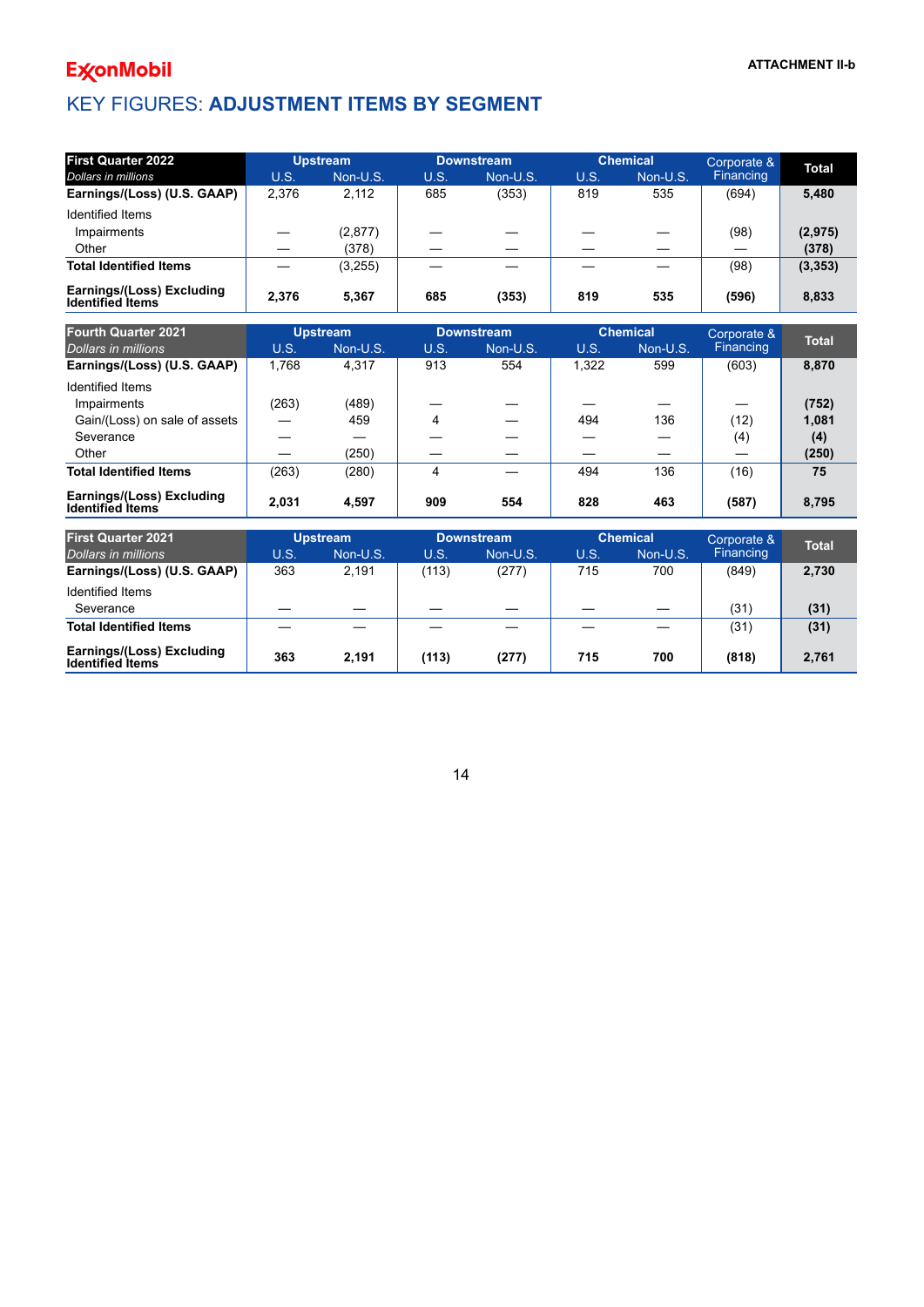ExxonMobil

ATTACHMENT II-b

# KEY FIGURES: ADJUSTMENT ITEMS BY SEGMENT

| First Quarter 2022 | Upstream | | Downstream | | Chemical | | Corporate & Financing | Total |
|---|---|---|---|---|---|---|---|---|
| *Dollars in millions* | U.S. | Non-U.S. | U.S. | Non-U.S. | U.S. | Non-U.S. | | |
| **Earnings/(Loss) (U.S. GAAP)** | 2,376 | 2,112 | 685 | (353) | 819 | 535 | (694) | **5,480** |
| Identified Items | | | | | | | | |
| Impairments | — | (2,877) | — | — | — | — | (98) | **(2,975)** |
| Other | — | (378) | — | — | — | — | — | **(378)** |
| **Total Identified Items** | — | (3,255) | — | — | — | — | (98) | **(3,353)** |
| **Earnings/(Loss) Excluding Identified Items** | **2,376** | **5,367** | **685** | **(353)** | **819** | **535** | **(596)** | **8,833** |

| Fourth Quarter 2021 | Upstream | | Downstream | | Chemical | | Corporate & Financing | Total |
|---|---|---|---|---|---|---|---|---|
| *Dollars in millions* | U.S. | Non-U.S. | U.S. | Non-U.S. | U.S. | Non-U.S. | | |
| **Earnings/(Loss) (U.S. GAAP)** | 1,768 | 4,317 | 913 | 554 | 1,322 | 599 | (603) | **8,870** |
| Identified Items | | | | | | | | |
| Impairments | (263) | (489) | — | — | — | — | — | **(752)** |
| Gain/(Loss) on sale of assets | — | 459 | 4 | — | 494 | 136 | (12) | **1,081** |
| Severance | — | — | — | — | — | — | (4) | **(4)** |
| Other | — | (250) | — | — | — | — | — | **(250)** |
| **Total Identified Items** | (263) | (280) | 4 | — | 494 | 136 | (16) | **75** |
| **Earnings/(Loss) Excluding Identified Items** | **2,031** | **4,597** | **909** | **554** | **828** | **463** | **(587)** | **8,795** |

| First Quarter 2021 | Upstream | | Downstream | | Chemical | | Corporate & Financing | Total |
|---|---|---|---|---|---|---|---|---|
| *Dollars in millions* | U.S. | Non-U.S. | U.S. | Non-U.S. | U.S. | Non-U.S. | | |
| **Earnings/(Loss) (U.S. GAAP)** | 363 | 2,191 | (113) | (277) | 715 | 700 | (849) | **2,730** |
| Identified Items | | | | | | | | |
| Severance | — | — | — | — | — | — | (31) | **(31)** |
| **Total Identified Items** | — | — | — | — | — | — | (31) | **(31)** |
| **Earnings/(Loss) Excluding Identified Items** | **363** | **2,191** | **(113)** | **(277)** | **715** | **700** | **(818)** | **2,761** |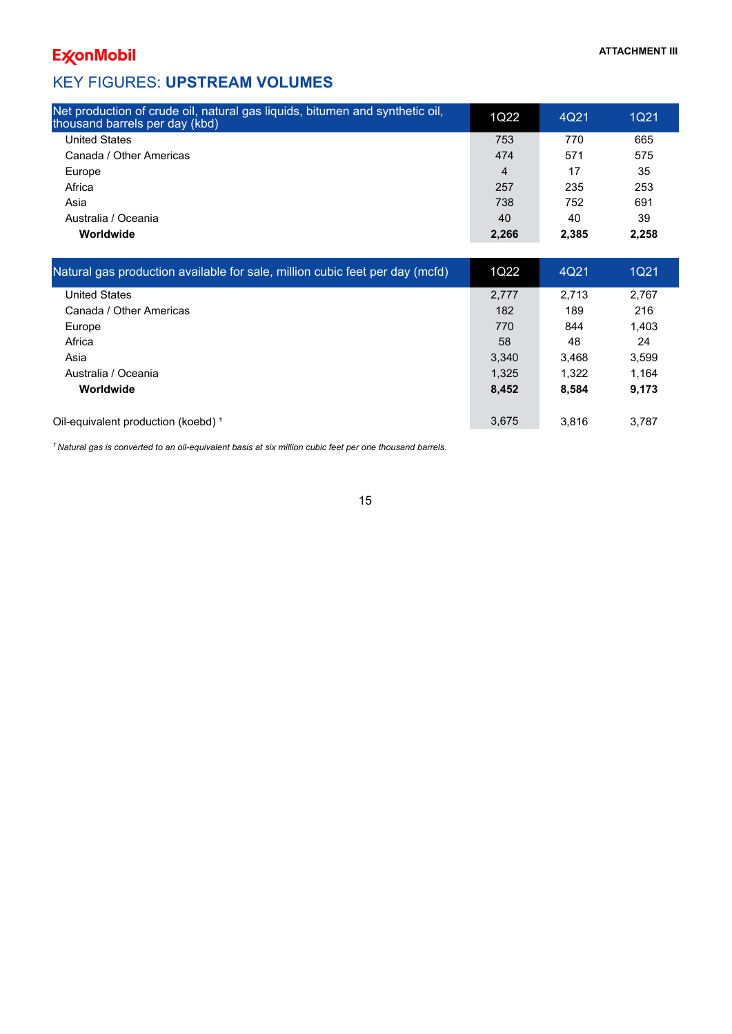ExxonMobil

ATTACHMENT III

# KEY FIGURES: UPSTREAM VOLUMES

| Net production of crude oil, natural gas liquids, bitumen and synthetic oil, thousand barrels per day (kbd) | 1Q22 | 4Q21 | 1Q21 |
|---|---|---|---|
| United States | 753 | 770 | 665 |
| Canada / Other Americas | 474 | 571 | 575 |
| Europe | 4 | 17 | 35 |
| Africa | 257 | 235 | 253 |
| Asia | 738 | 752 | 691 |
| Australia / Oceania | 40 | 40 | 39 |
| **Worldwide** | **2,266** | **2,385** | **2,258** |

| Natural gas production available for sale, million cubic feet per day (mcfd) | 1Q22 | 4Q21 | 1Q21 |
|---|---|---|---|
| United States | 2,777 | 2,713 | 2,767 |
| Canada / Other Americas | 182 | 189 | 216 |
| Europe | 770 | 844 | 1,403 |
| Africa | 58 | 48 | 24 |
| Asia | 3,340 | 3,468 | 3,599 |
| Australia / Oceania | 1,325 | 1,322 | 1,164 |
| **Worldwide** | **8,452** | **8,584** | **9,173** |
| Oil-equivalent production (koebd) [1] | 3,675 | 3,816 | 3,787 |

*[1] Natural gas is converted to an oil-equivalent basis at six million cubic feet per one thousand barrels.*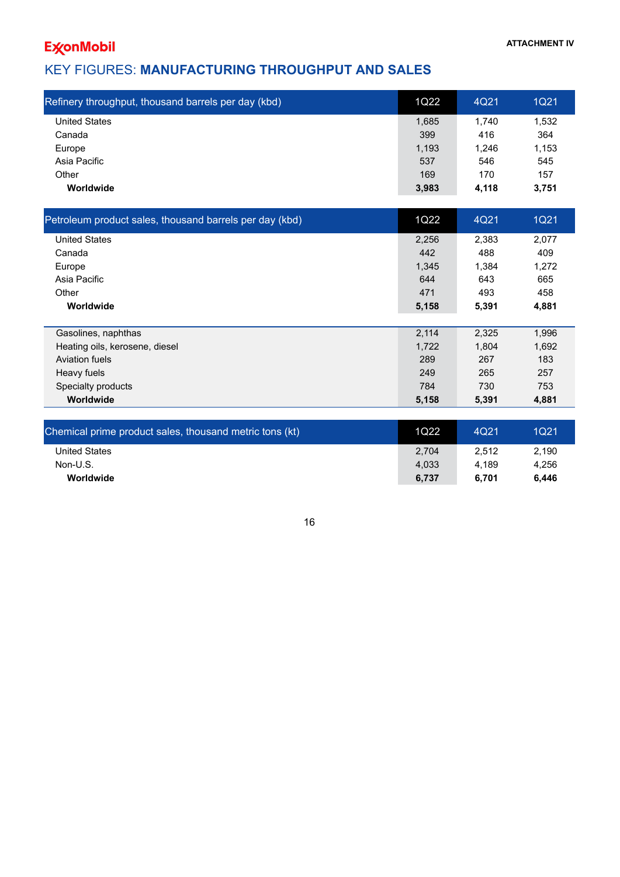ExxonMobil

ATTACHMENT IV

# KEY FIGURES: MANUFACTURING THROUGHPUT AND SALES

| Refinery throughput, thousand barrels per day (kbd) | 1Q22 | 4Q21 | 1Q21 |
|---|---|---|---|
| United States | 1,685 | 1,740 | 1,532 |
| Canada | 399 | 416 | 364 |
| Europe | 1,193 | 1,246 | 1,153 |
| Asia Pacific | 537 | 546 | 545 |
| Other | 169 | 170 | 157 |
| **Worldwide** | **3,983** | **4,118** | **3,751** |

| Petroleum product sales, thousand barrels per day (kbd) | 1Q22 | 4Q21 | 1Q21 |
|---|---|---|---|
| United States | 2,256 | 2,383 | 2,077 |
| Canada | 442 | 488 | 409 |
| Europe | 1,345 | 1,384 | 1,272 |
| Asia Pacific | 644 | 643 | 665 |
| Other | 471 | 493 | 458 |
| **Worldwide** | **5,158** | **5,391** | **4,881** |
| Gasolines, naphthas | 2,114 | 2,325 | 1,996 |
| Heating oils, kerosene, diesel | 1,722 | 1,804 | 1,692 |
| Aviation fuels | 289 | 267 | 183 |
| Heavy fuels | 249 | 265 | 257 |
| Specialty products | 784 | 730 | 753 |
| **Worldwide** | **5,158** | **5,391** | **4,881** |

| Chemical prime product sales, thousand metric tons (kt) | 1Q22 | 4Q21 | 1Q21 |
|---|---|---|---|
| United States | 2,704 | 2,512 | 2,190 |
| Non-U.S. | 4,033 | 4,189 | 4,256 |
| **Worldwide** | **6,737** | **6,701** | **6,446** |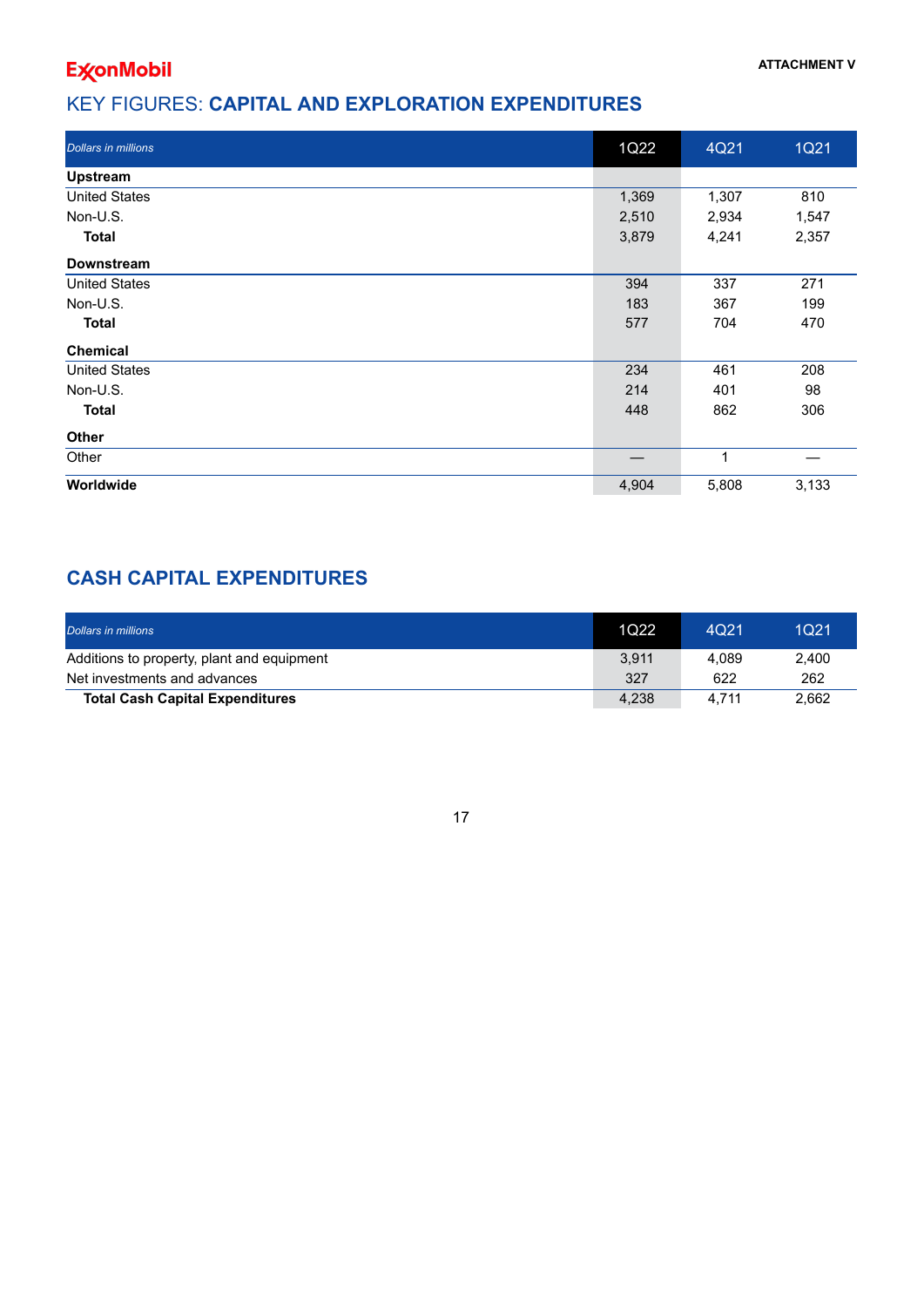**ExxonMobil**

**ATTACHMENT V**

# KEY FIGURES: CAPITAL AND EXPLORATION EXPENDITURES

| *Dollars in millions* | 1Q22 | 4Q21 | 1Q21 |
|---|---|---|---|
| **Upstream** | | | |
| United States | 1,369 | 1,307 | 810 |
| Non-U.S. | 2,510 | 2,934 | 1,547 |
| **Total** | 3,879 | 4,241 | 2,357 |
| **Downstream** | | | |
| United States | 394 | 337 | 271 |
| Non-U.S. | 183 | 367 | 199 |
| **Total** | 577 | 704 | 470 |
| **Chemical** | | | |
| United States | 234 | 461 | 208 |
| Non-U.S. | 214 | 401 | 98 |
| **Total** | 448 | 862 | 306 |
| **Other** | | | |
| Other | — | 1 | — |
| **Worldwide** | 4,904 | 5,808 | 3,133 |

# CASH CAPITAL EXPENDITURES

| *Dollars in millions* | 1Q22 | 4Q21 | 1Q21 |
|---|---|---|---|
| Additions to property, plant and equipment | 3,911 | 4,089 | 2,400 |
| Net investments and advances | 327 | 622 | 262 |
| **Total Cash Capital Expenditures** | 4,238 | 4,711 | 2,662 |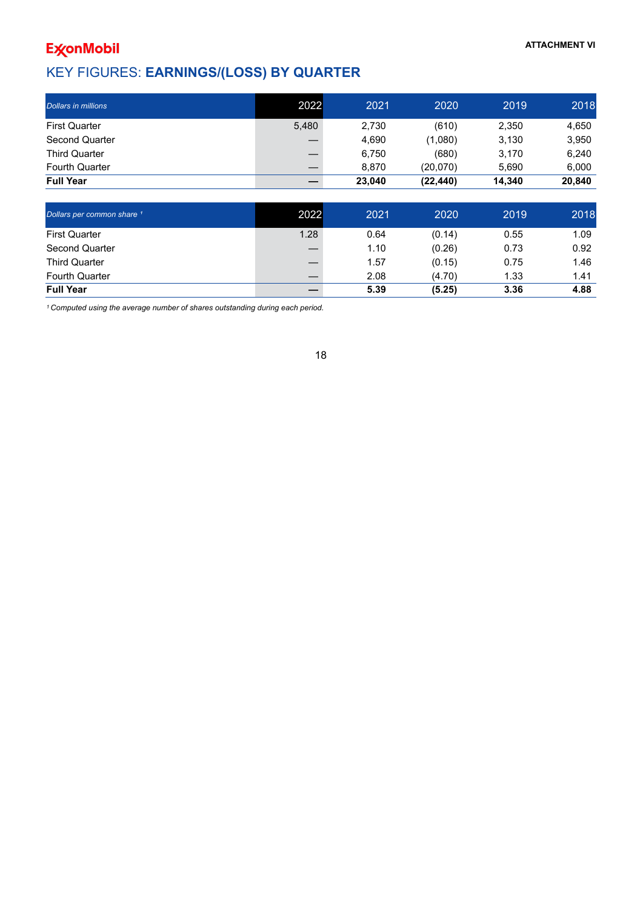ExxonMobil

ATTACHMENT VI

# KEY FIGURES: **EARNINGS/(LOSS) BY QUARTER**

| *Dollars in millions* | 2022 | 2021 | 2020 | 2019 | 2018 |
|---|---|---|---|---|---|
| First Quarter | 5,480 | 2,730 | (610) | 2,350 | 4,650 |
| Second Quarter | — | 4,690 | (1,080) | 3,130 | 3,950 |
| Third Quarter | — | 6,750 | (680) | 3,170 | 6,240 |
| Fourth Quarter | — | 8,870 | (20,070) | 5,690 | 6,000 |
| **Full Year** | **—** | **23,040** | **(22,440)** | **14,340** | **20,840** |

| *Dollars per common share* [1] | 2022 | 2021 | 2020 | 2019 | 2018 |
|---|---|---|---|---|---|
| First Quarter | 1.28 | 0.64 | (0.14) | 0.55 | 1.09 |
| Second Quarter | — | 1.10 | (0.26) | 0.73 | 0.92 |
| Third Quarter | — | 1.57 | (0.15) | 0.75 | 1.46 |
| Fourth Quarter | — | 2.08 | (4.70) | 1.33 | 1.41 |
| **Full Year** | **—** | **5.39** | **(5.25)** | **3.36** | **4.88** |

*[1] Computed using the average number of shares outstanding during each period.*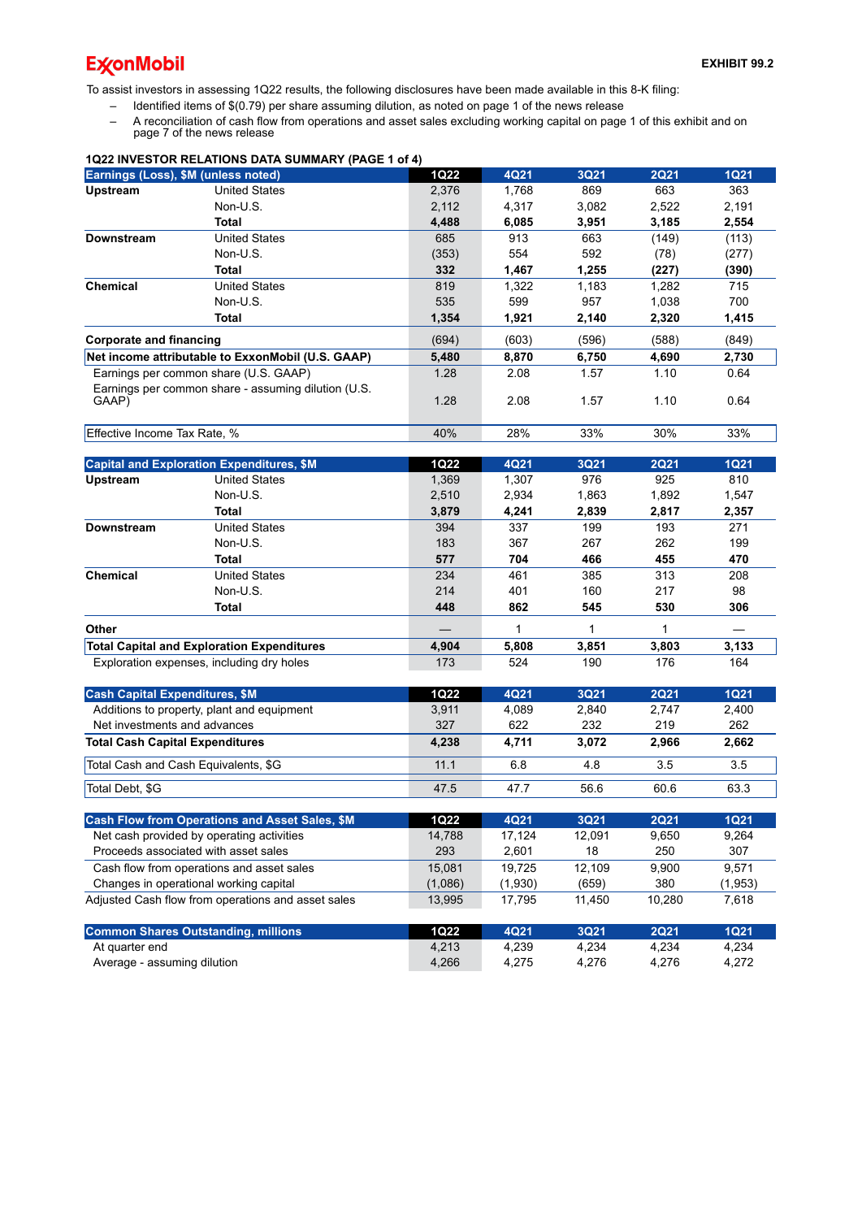**ExxonMobil** **EXHIBIT 99.2**

To assist investors in assessing 1Q22 results, the following disclosures have been made available in this 8-K filing:

- Identified items of $(0.79) per share assuming dilution, as noted on page 1 of the news release
- A reconciliation of cash flow from operations and asset sales excluding working capital on page 1 of this exhibit and on page 7 of the news release

**1Q22 INVESTOR RELATIONS DATA SUMMARY (PAGE 1 of 4)**

| Earnings (Loss), $M (unless noted) | | 1Q22 | 4Q21 | 3Q21 | 2Q21 | 1Q21 |
|---|---|---|---|---|---|---|
| **Upstream** | United States | 2,376 | 1,768 | 869 | 663 | 363 |
| | Non-U.S. | 2,112 | 4,317 | 3,082 | 2,522 | 2,191 |
| | **Total** | **4,488** | **6,085** | **3,951** | **3,185** | **2,554** |
| **Downstream** | United States | 685 | 913 | 663 | (149) | (113) |
| | Non-U.S. | (353) | 554 | 592 | (78) | (277) |
| | **Total** | **332** | **1,467** | **1,255** | **(227)** | **(390)** |
| **Chemical** | United States | 819 | 1,322 | 1,183 | 1,282 | 715 |
| | Non-U.S. | 535 | 599 | 957 | 1,038 | 700 |
| | **Total** | **1,354** | **1,921** | **2,140** | **2,320** | **1,415** |
| **Corporate and financing** | | (694) | (603) | (596) | (588) | (849) |
| **Net income attributable to ExxonMobil (U.S. GAAP)** | | **5,480** | **8,870** | **6,750** | **4,690** | **2,730** |
| Earnings per common share (U.S. GAAP) | | 1.28 | 2.08 | 1.57 | 1.10 | 0.64 |
| Earnings per common share - assuming dilution (U.S. GAAP) | | 1.28 | 2.08 | 1.57 | 1.10 | 0.64 |
| Effective Income Tax Rate, % | | 40% | 28% | 33% | 30% | 33% |

| Capital and Exploration Expenditures, $M | | 1Q22 | 4Q21 | 3Q21 | 2Q21 | 1Q21 |
|---|---|---|---|---|---|---|
| **Upstream** | United States | 1,369 | 1,307 | 976 | 925 | 810 |
| | Non-U.S. | 2,510 | 2,934 | 1,863 | 1,892 | 1,547 |
| | **Total** | **3,879** | **4,241** | **2,839** | **2,817** | **2,357** |
| **Downstream** | United States | 394 | 337 | 199 | 193 | 271 |
| | Non-U.S. | 183 | 367 | 267 | 262 | 199 |
| | **Total** | **577** | **704** | **466** | **455** | **470** |
| **Chemical** | United States | 234 | 461 | 385 | 313 | 208 |
| | Non-U.S. | 214 | 401 | 160 | 217 | 98 |
| | **Total** | **448** | **862** | **545** | **530** | **306** |
| **Other** | | — | 1 | 1 | 1 | — |
| **Total Capital and Exploration Expenditures** | | **4,904** | **5,808** | **3,851** | **3,803** | **3,133** |
| Exploration expenses, including dry holes | | 173 | 524 | 190 | 176 | 164 |

| Cash Capital Expenditures, $M | 1Q22 | 4Q21 | 3Q21 | 2Q21 | 1Q21 |
|---|---|---|---|---|---|
| Additions to property, plant and equipment | 3,911 | 4,089 | 2,840 | 2,747 | 2,400 |
| Net investments and advances | 327 | 622 | 232 | 219 | 262 |
| **Total Cash Capital Expenditures** | **4,238** | **4,711** | **3,072** | **2,966** | **2,662** |
| Total Cash and Cash Equivalents, $G | 11.1 | 6.8 | 4.8 | 3.5 | 3.5 |
| Total Debt, $G | 47.5 | 47.7 | 56.6 | 60.6 | 63.3 |

| Cash Flow from Operations and Asset Sales, $M | 1Q22 | 4Q21 | 3Q21 | 2Q21 | 1Q21 |
|---|---|---|---|---|---|
| Net cash provided by operating activities | 14,788 | 17,124 | 12,091 | 9,650 | 9,264 |
| Proceeds associated with asset sales | 293 | 2,601 | 18 | 250 | 307 |
| Cash flow from operations and asset sales | 15,081 | 19,725 | 12,109 | 9,900 | 9,571 |
| Changes in operational working capital | (1,086) | (1,930) | (659) | 380 | (1,953) |
| Adjusted Cash flow from operations and asset sales | 13,995 | 17,795 | 11,450 | 10,280 | 7,618 |

| Common Shares Outstanding, millions | 1Q22 | 4Q21 | 3Q21 | 2Q21 | 1Q21 |
|---|---|---|---|---|---|
| At quarter end | 4,213 | 4,239 | 4,234 | 4,234 | 4,234 |
| Average - assuming dilution | 4,266 | 4,275 | 4,276 | 4,276 | 4,272 |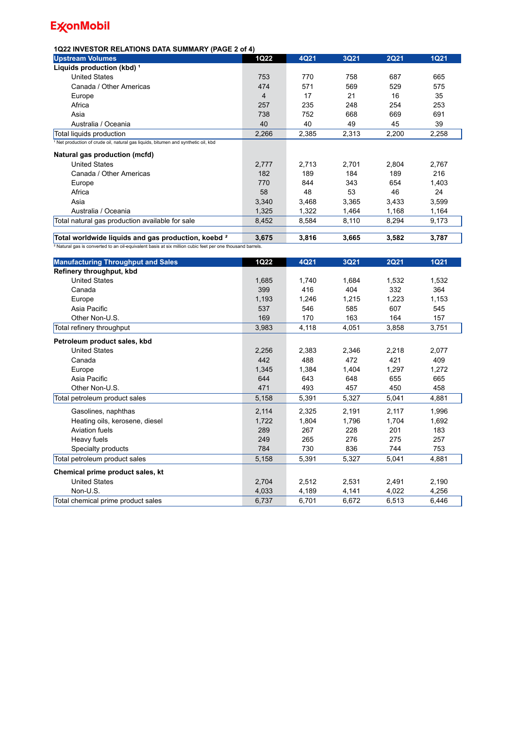ExxonMobil

**1Q22 INVESTOR RELATIONS DATA SUMMARY (PAGE 2 of 4)**

| Upstream Volumes | 1Q22 | 4Q21 | 3Q21 | 2Q21 | 1Q21 |
|---|---|---|---|---|---|
| **Liquids production (kbd)** [1] | | | | | |
| United States | 753 | 770 | 758 | 687 | 665 |
| Canada / Other Americas | 474 | 571 | 569 | 529 | 575 |
| Europe | 4 | 17 | 21 | 16 | 35 |
| Africa | 257 | 235 | 248 | 254 | 253 |
| Asia | 738 | 752 | 668 | 669 | 691 |
| Australia / Oceania | 40 | 40 | 49 | 45 | 39 |
| Total liquids production | 2,266 | 2,385 | 2,313 | 2,200 | 2,258 |

[1] Net production of crude oil, natural gas liquids, bitumen and synthetic oil, kbd

| | 1Q22 | 4Q21 | 3Q21 | 2Q21 | 1Q21 |
|---|---|---|---|---|---|
| **Natural gas production (mcfd)** | | | | | |
| United States | 2,777 | 2,713 | 2,701 | 2,804 | 2,767 |
| Canada / Other Americas | 182 | 189 | 184 | 189 | 216 |
| Europe | 770 | 844 | 343 | 654 | 1,403 |
| Africa | 58 | 48 | 53 | 46 | 24 |
| Asia | 3,340 | 3,468 | 3,365 | 3,433 | 3,599 |
| Australia / Oceania | 1,325 | 1,322 | 1,464 | 1,168 | 1,164 |
| Total natural gas production available for sale | 8,452 | 8,584 | 8,110 | 8,294 | 9,173 |
| **Total worldwide liquids and gas production, koebd** [2] | **3,675** | **3,816** | **3,665** | **3,582** | **3,787** |

[2] Natural gas is converted to an oil-equivalent basis at six million cubic feet per one thousand barrels.

| Manufacturing Throughput and Sales | 1Q22 | 4Q21 | 3Q21 | 2Q21 | 1Q21 |
|---|---|---|---|---|---|
| **Refinery throughput, kbd** | | | | | |
| United States | 1,685 | 1,740 | 1,684 | 1,532 | 1,532 |
| Canada | 399 | 416 | 404 | 332 | 364 |
| Europe | 1,193 | 1,246 | 1,215 | 1,223 | 1,153 |
| Asia Pacific | 537 | 546 | 585 | 607 | 545 |
| Other Non-U.S. | 169 | 170 | 163 | 164 | 157 |
| Total refinery throughput | 3,983 | 4,118 | 4,051 | 3,858 | 3,751 |
| **Petroleum product sales, kbd** | | | | | |
| United States | 2,256 | 2,383 | 2,346 | 2,218 | 2,077 |
| Canada | 442 | 488 | 472 | 421 | 409 |
| Europe | 1,345 | 1,384 | 1,404 | 1,297 | 1,272 |
| Asia Pacific | 644 | 643 | 648 | 655 | 665 |
| Other Non-U.S. | 471 | 493 | 457 | 450 | 458 |
| Total petroleum product sales | 5,158 | 5,391 | 5,327 | 5,041 | 4,881 |
| Gasolines, naphthas | 2,114 | 2,325 | 2,191 | 2,117 | 1,996 |
| Heating oils, kerosene, diesel | 1,722 | 1,804 | 1,796 | 1,704 | 1,692 |
| Aviation fuels | 289 | 267 | 228 | 201 | 183 |
| Heavy fuels | 249 | 265 | 276 | 275 | 257 |
| Specialty products | 784 | 730 | 836 | 744 | 753 |
| Total petroleum product sales | 5,158 | 5,391 | 5,327 | 5,041 | 4,881 |
| **Chemical prime product sales, kt** | | | | | |
| United States | 2,704 | 2,512 | 2,531 | 2,491 | 2,190 |
| Non-U.S. | 4,033 | 4,189 | 4,141 | 4,022 | 4,256 |
| Total chemical prime product sales | 6,737 | 6,701 | 6,672 | 6,513 | 6,446 |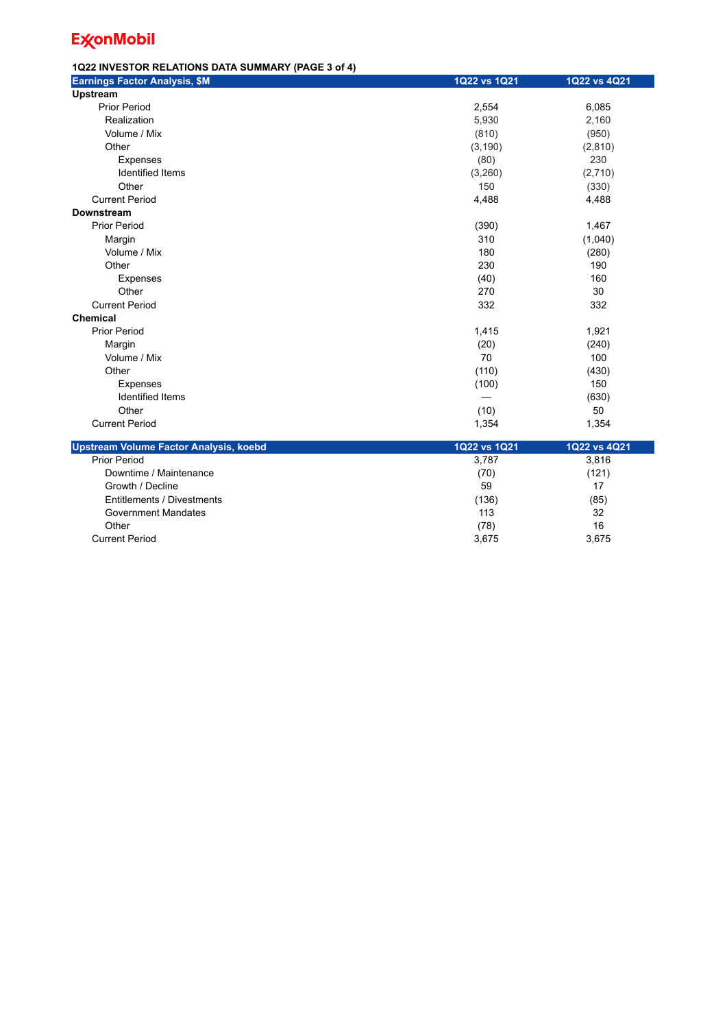ExxonMobil

**1Q22 INVESTOR RELATIONS DATA SUMMARY (PAGE 3 of 4)**

| Earnings Factor Analysis, $M | 1Q22 vs 1Q21 | 1Q22 vs 4Q21 |
|---|---|---|
| **Upstream** | | |
| Prior Period | 2,554 | 6,085 |
| Realization | 5,930 | 2,160 |
| Volume / Mix | (810) | (950) |
| Other | (3,190) | (2,810) |
| Expenses | (80) | 230 |
| Identified Items | (3,260) | (2,710) |
| Other | 150 | (330) |
| Current Period | 4,488 | 4,488 |
| **Downstream** | | |
| Prior Period | (390) | 1,467 |
| Margin | 310 | (1,040) |
| Volume / Mix | 180 | (280) |
| Other | 230 | 190 |
| Expenses | (40) | 160 |
| Other | 270 | 30 |
| Current Period | 332 | 332 |
| **Chemical** | | |
| Prior Period | 1,415 | 1,921 |
| Margin | (20) | (240) |
| Volume / Mix | 70 | 100 |
| Other | (110) | (430) |
| Expenses | (100) | 150 |
| Identified Items | — | (630) |
| Other | (10) | 50 |
| Current Period | 1,354 | 1,354 |

| Upstream Volume Factor Analysis, koebd | 1Q22 vs 1Q21 | 1Q22 vs 4Q21 |
|---|---|---|
| Prior Period | 3,787 | 3,816 |
| Downtime / Maintenance | (70) | (121) |
| Growth / Decline | 59 | 17 |
| Entitlements / Divestments | (136) | (85) |
| Government Mandates | 113 | 32 |
| Other | (78) | 16 |
| Current Period | 3,675 | 3,675 |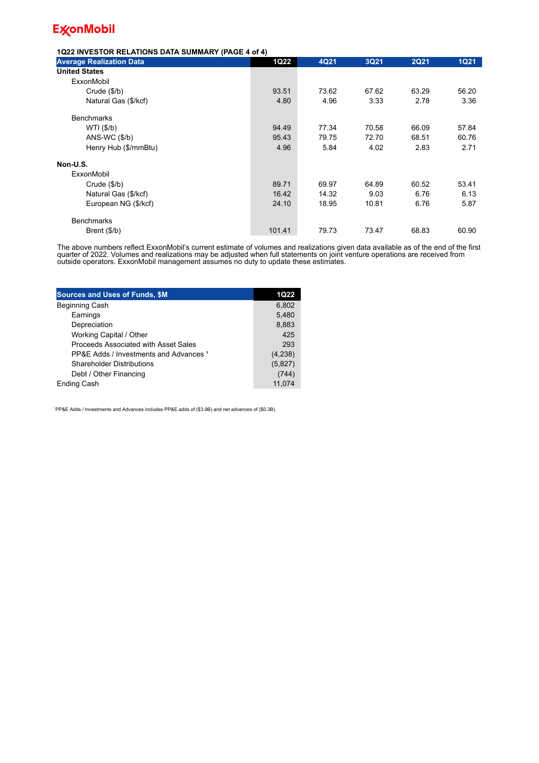ExxonMobil

## 1Q22 INVESTOR RELATIONS DATA SUMMARY (PAGE 4 of 4)

| Average Realization Data | 1Q22 | 4Q21 | 3Q21 | 2Q21 | 1Q21 |
|---|---|---|---|---|---|
| **United States** | | | | | |
| ExxonMobil | | | | | |
| Crude ($/b) | 93.51 | 73.62 | 67.62 | 63.29 | 56.20 |
| Natural Gas ($/kcf) | 4.80 | 4.96 | 3.33 | 2.78 | 3.36 |
| Benchmarks | | | | | |
| WTI ($/b) | 94.49 | 77.34 | 70.58 | 66.09 | 57.84 |
| ANS-WC ($/b) | 95.43 | 79.75 | 72.70 | 68.51 | 60.76 |
| Henry Hub ($/mmBtu) | 4.96 | 5.84 | 4.02 | 2.83 | 2.71 |
| **Non-U.S.** | | | | | |
| ExxonMobil | | | | | |
| Crude ($/b) | 89.71 | 69.97 | 64.89 | 60.52 | 53.41 |
| Natural Gas ($/kcf) | 16.42 | 14.32 | 9.03 | 6.76 | 6.13 |
| European NG ($/kcf) | 24.10 | 18.95 | 10.81 | 6.76 | 5.87 |
| Benchmarks | | | | | |
| Brent ($/b) | 101.41 | 79.73 | 73.47 | 68.83 | 60.90 |

The above numbers reflect ExxonMobil's current estimate of volumes and realizations given data available as of the end of the first quarter of 2022. Volumes and realizations may be adjusted when full statements on joint venture operations are received from outside operators. ExxonMobil management assumes no duty to update these estimates.

| Sources and Uses of Funds, $M | 1Q22 |
|---|---|
| Beginning Cash | 6,802 |
| Earnings | 5,480 |
| Depreciation | 8,883 |
| Working Capital / Other | 425 |
| Proceeds Associated with Asset Sales | 293 |
| PP&E Adds / Investments and Advances [1] | (4,238) |
| Shareholder Distributions | (5,827) |
| Debt / Other Financing | (744) |
| Ending Cash | 11,074 |

[1] PP&E Adds / Investments and Advances includes PP&E adds of ($3.9B) and net advances of ($0.3B).